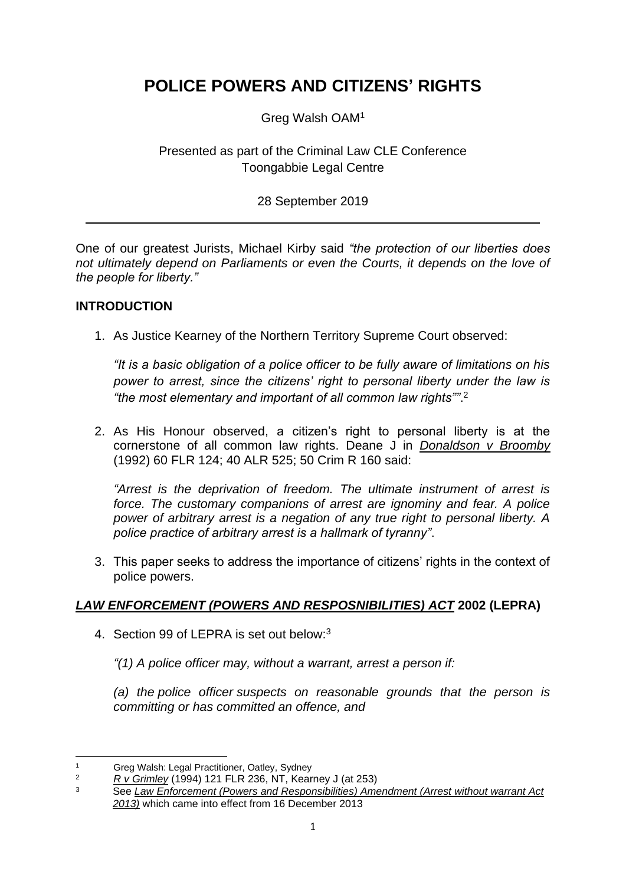# POLICE POWERS AND CITIZENS' RIGHTS

Greg Walsh OAM[1]

Presented as part of the Criminal Law CLE Conference
Toongabbie Legal Centre

28 September 2019

---

One of our greatest Jurists, Michael Kirby said *"the protection of our liberties does not ultimately depend on Parliaments or even the Courts, it depends on the love of the people for liberty."*

## INTRODUCTION

1. As Justice Kearney of the Northern Territory Supreme Court observed:

   *"It is a basic obligation of a police officer to be fully aware of limitations on his power to arrest, since the citizens' right to personal liberty under the law is "the most elementary and important of all common law rights""*.[2]

2. As His Honour observed, a citizen's right to personal liberty is at the cornerstone of all common law rights. Deane J in ***Donaldson v Broomby*** (1992) 60 FLR 124; 40 ALR 525; 50 Crim R 160 said:

   *"Arrest is the deprivation of freedom. The ultimate instrument of arrest is force. The customary companions of arrest are ignominy and fear. A police power of arbitrary arrest is a negation of any true right to personal liberty. A police practice of arbitrary arrest is a hallmark of tyranny"*.

3. This paper seeks to address the importance of citizens' rights in the context of police powers.

## *LAW ENFORCEMENT (POWERS AND RESPOSNIBILITIES) ACT* 2002 (LEPRA)

4. Section 99 of LEPRA is set out below:[3]

   *"(1) A police officer may, without a warrant, arrest a person if:*

   *(a) the police officer suspects on reasonable grounds that the person is committing or has committed an offence, and*

---

[1] Greg Walsh: Legal Practitioner, Oatley, Sydney

[2] *R v Grimley* (1994) 121 FLR 236, NT, Kearney J (at 253)

[3] See *Law Enforcement (Powers and Responsibilities) Amendment (Arrest without warrant Act 2013)* which came into effect from 16 December 2013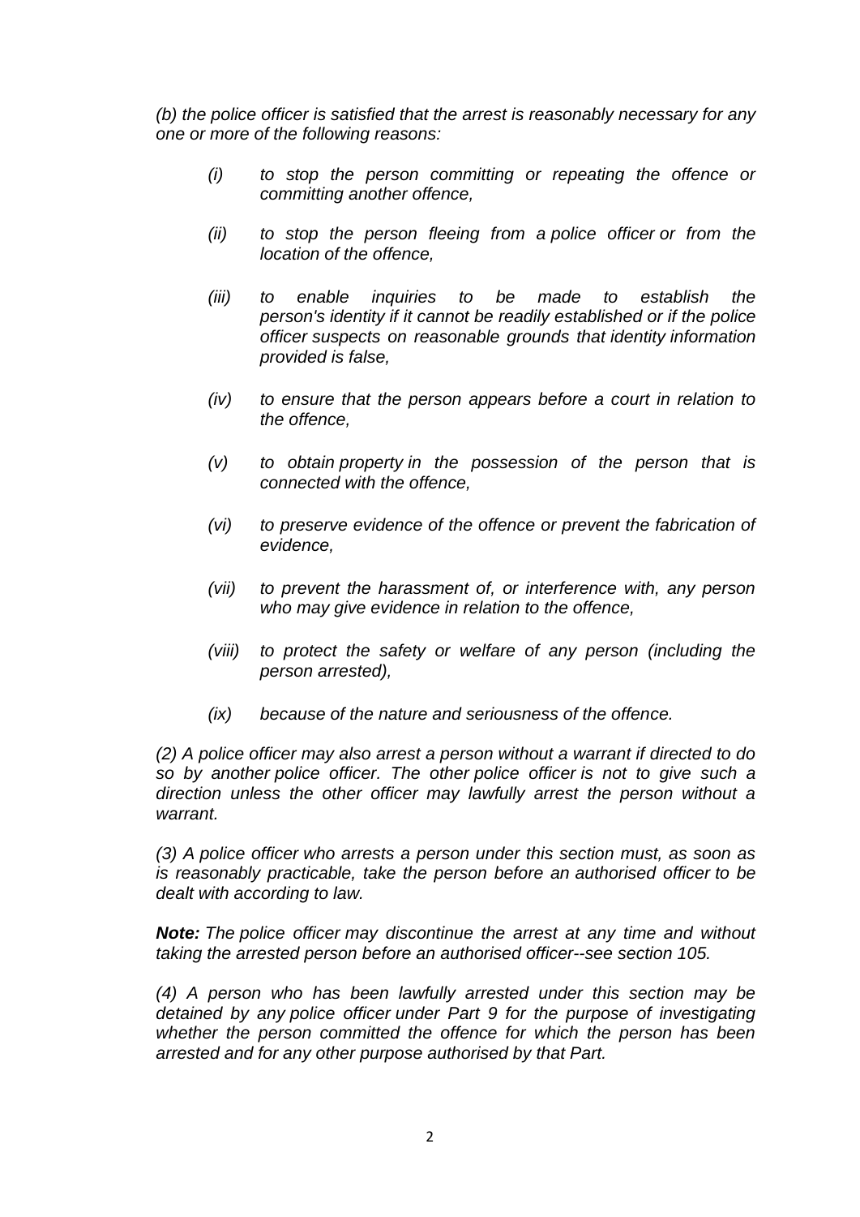*(b) the police officer is satisfied that the arrest is reasonably necessary for any one or more of the following reasons:*

- *(i) to stop the person committing or repeating the offence or committing another offence,*
- *(ii) to stop the person fleeing from a police officer or from the location of the offence,*
- *(iii) to enable inquiries to be made to establish the person's identity if it cannot be readily established or if the police officer suspects on reasonable grounds that identity information provided is false,*
- *(iv) to ensure that the person appears before a court in relation to the offence,*
- *(v) to obtain property in the possession of the person that is connected with the offence,*
- *(vi) to preserve evidence of the offence or prevent the fabrication of evidence,*
- *(vii) to prevent the harassment of, or interference with, any person who may give evidence in relation to the offence,*
- *(viii) to protect the safety or welfare of any person (including the person arrested),*
- *(ix) because of the nature and seriousness of the offence.*

*(2) A police officer may also arrest a person without a warrant if directed to do so by another police officer. The other police officer is not to give such a direction unless the other officer may lawfully arrest the person without a warrant.*

*(3) A police officer who arrests a person under this section must, as soon as is reasonably practicable, take the person before an authorised officer to be dealt with according to law.*

***Note:*** *The police officer may discontinue the arrest at any time and without taking the arrested person before an authorised officer--see section 105.*

*(4) A person who has been lawfully arrested under this section may be detained by any police officer under Part 9 for the purpose of investigating whether the person committed the offence for which the person has been arrested and for any other purpose authorised by that Part.*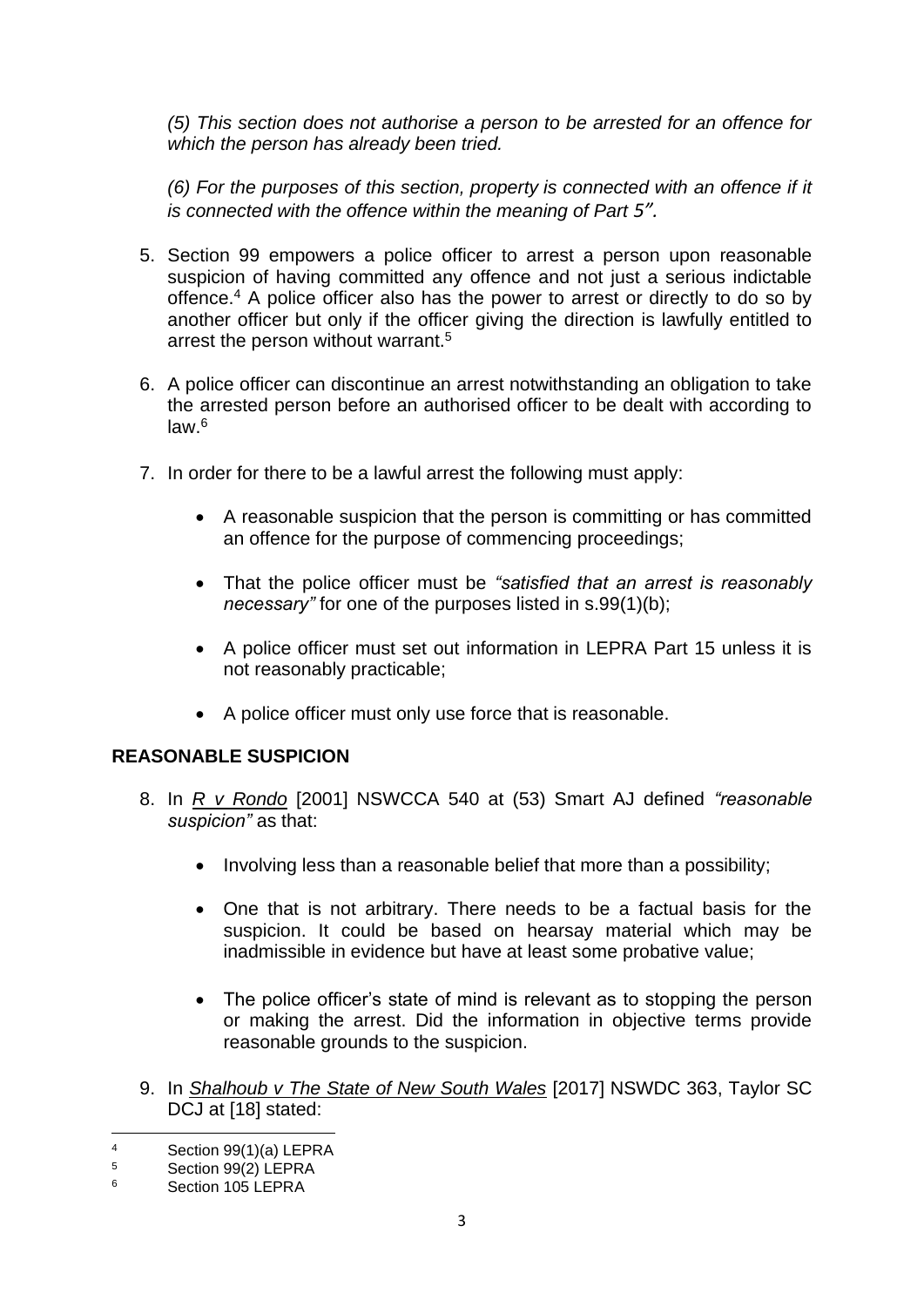*(5) This section does not authorise a person to be arrested for an offence for which the person has already been tried.*

*(6) For the purposes of this section, property is connected with an offence if it is connected with the offence within the meaning of Part 5".*

5. Section 99 empowers a police officer to arrest a person upon reasonable suspicion of having committed any offence and not just a serious indictable offence.[4] A police officer also has the power to arrest or directly to do so by another officer but only if the officer giving the direction is lawfully entitled to arrest the person without warrant.[5]

6. A police officer can discontinue an arrest notwithstanding an obligation to take the arrested person before an authorised officer to be dealt with according to law.[6]

7. In order for there to be a lawful arrest the following must apply:

    - A reasonable suspicion that the person is committing or has committed an offence for the purpose of commencing proceedings;

    - That the police officer must be *"satisfied that an arrest is reasonably necessary"* for one of the purposes listed in s.99(1)(b);

    - A police officer must set out information in LEPRA Part 15 unless it is not reasonably practicable;

    - A police officer must only use force that is reasonable.

## REASONABLE SUSPICION

8. In *R v Rondo* [2001] NSWCCA 540 at (53) Smart AJ defined *"reasonable suspicion"* as that:

    - Involving less than a reasonable belief that more than a possibility;

    - One that is not arbitrary. There needs to be a factual basis for the suspicion. It could be based on hearsay material which may be inadmissible in evidence but have at least some probative value;

    - The police officer's state of mind is relevant as to stopping the person or making the arrest. Did the information in objective terms provide reasonable grounds to the suspicion.

9. In ***Shalhoub v The State of New South Wales*** [2017] NSWDC 363, Taylor SC DCJ at [18] stated:

---

[4] Section 99(1)(a) LEPRA

[5] Section 99(2) LEPRA

[6] Section 105 LEPRA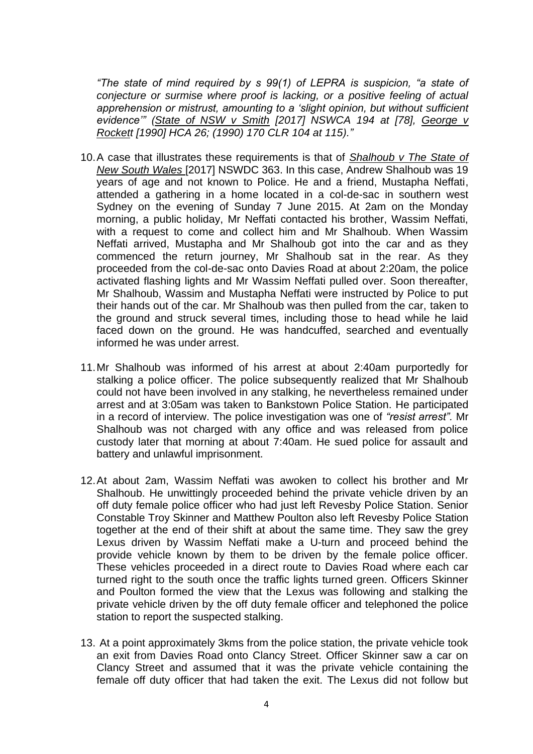*"The state of mind required by s 99(1) of LEPRA is suspicion, "a state of conjecture or surmise where proof is lacking, or a positive feeling of actual apprehension or mistrust, amounting to a 'slight opinion, but without sufficient evidence'" (State of NSW v Smith [2017] NSWCA 194 at [78], George v Rockett [1990] HCA 26; (1990) 170 CLR 104 at 115)."*

10. A case that illustrates these requirements is that of ***Shalhoub v The State of New South Wales*** [2017] NSWDC 363. In this case, Andrew Shalhoub was 19 years of age and not known to Police. He and a friend, Mustapha Neffati, attended a gathering in a home located in a col-de-sac in southern west Sydney on the evening of Sunday 7 June 2015. At 2am on the Monday morning, a public holiday, Mr Neffati contacted his brother, Wassim Neffati, with a request to come and collect him and Mr Shalhoub. When Wassim Neffati arrived, Mustapha and Mr Shalhoub got into the car and as they commenced the return journey, Mr Shalhoub sat in the rear. As they proceeded from the col-de-sac onto Davies Road at about 2:20am, the police activated flashing lights and Mr Wassim Neffati pulled over. Soon thereafter, Mr Shalhoub, Wassim and Mustapha Neffati were instructed by Police to put their hands out of the car. Mr Shalhoub was then pulled from the car, taken to the ground and struck several times, including those to head while he laid faced down on the ground. He was handcuffed, searched and eventually informed he was under arrest.

11. Mr Shalhoub was informed of his arrest at about 2:40am purportedly for stalking a police officer. The police subsequently realized that Mr Shalhoub could not have been involved in any stalking, he nevertheless remained under arrest and at 3:05am was taken to Bankstown Police Station. He participated in a record of interview. The police investigation was one of *"resist arrest".* Mr Shalhoub was not charged with any office and was released from police custody later that morning at about 7:40am. He sued police for assault and battery and unlawful imprisonment.

12. At about 2am, Wassim Neffati was awoken to collect his brother and Mr Shalhoub. He unwittingly proceeded behind the private vehicle driven by an off duty female police officer who had just left Revesby Police Station. Senior Constable Troy Skinner and Matthew Poulton also left Revesby Police Station together at the end of their shift at about the same time. They saw the grey Lexus driven by Wassim Neffati make a U-turn and proceed behind the provide vehicle known by them to be driven by the female police officer. These vehicles proceeded in a direct route to Davies Road where each car turned right to the south once the traffic lights turned green. Officers Skinner and Poulton formed the view that the Lexus was following and stalking the private vehicle driven by the off duty female officer and telephoned the police station to report the suspected stalking.

13. At a point approximately 3kms from the police station, the private vehicle took an exit from Davies Road onto Clancy Street. Officer Skinner saw a car on Clancy Street and assumed that it was the private vehicle containing the female off duty officer that had taken the exit. The Lexus did not follow but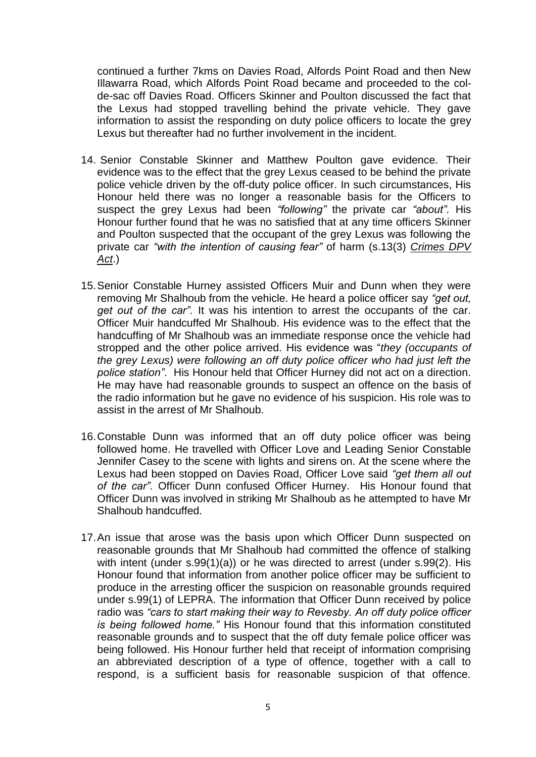continued a further 7kms on Davies Road, Alfords Point Road and then New Illawarra Road, which Alfords Point Road became and proceeded to the col-de-sac off Davies Road. Officers Skinner and Poulton discussed the fact that the Lexus had stopped travelling behind the private vehicle. They gave information to assist the responding on duty police officers to locate the grey Lexus but thereafter had no further involvement in the incident.

14. Senior Constable Skinner and Matthew Poulton gave evidence. Their evidence was to the effect that the grey Lexus ceased to be behind the private police vehicle driven by the off-duty police officer. In such circumstances, His Honour held there was no longer a reasonable basis for the Officers to suspect the grey Lexus had been *"following"* the private car *"about"*. His Honour further found that he was no satisfied that at any time officers Skinner and Poulton suspected that the occupant of the grey Lexus was following the private car *"with the intention of causing fear"* of harm (s.13(3) *Crimes DPV Act*.)

15. Senior Constable Hurney assisted Officers Muir and Dunn when they were removing Mr Shalhoub from the vehicle. He heard a police officer say *"get out, get out of the car"*. It was his intention to arrest the occupants of the car. Officer Muir handcuffed Mr Shalhoub. His evidence was to the effect that the handcuffing of Mr Shalhoub was an immediate response once the vehicle had stropped and the other police arrived. His evidence was "*they (occupants of the grey Lexus) were following an off duty police officer who had just left the police station"*. His Honour held that Officer Hurney did not act on a direction. He may have had reasonable grounds to suspect an offence on the basis of the radio information but he gave no evidence of his suspicion. His role was to assist in the arrest of Mr Shalhoub.

16. Constable Dunn was informed that an off duty police officer was being followed home. He travelled with Officer Love and Leading Senior Constable Jennifer Casey to the scene with lights and sirens on. At the scene where the Lexus had been stopped on Davies Road, Officer Love said *"get them all out of the car"*. Officer Dunn confused Officer Hurney. His Honour found that Officer Dunn was involved in striking Mr Shalhoub as he attempted to have Mr Shalhoub handcuffed.

17. An issue that arose was the basis upon which Officer Dunn suspected on reasonable grounds that Mr Shalhoub had committed the offence of stalking with intent (under s.99(1)(a)) or he was directed to arrest (under s.99(2). His Honour found that information from another police officer may be sufficient to produce in the arresting officer the suspicion on reasonable grounds required under s.99(1) of LEPRA. The information that Officer Dunn received by police radio was *"cars to start making their way to Revesby. An off duty police officer is being followed home."* His Honour found that this information constituted reasonable grounds and to suspect that the off duty female police officer was being followed. His Honour further held that receipt of information comprising an abbreviated description of a type of offence, together with a call to respond, is a sufficient basis for reasonable suspicion of that offence.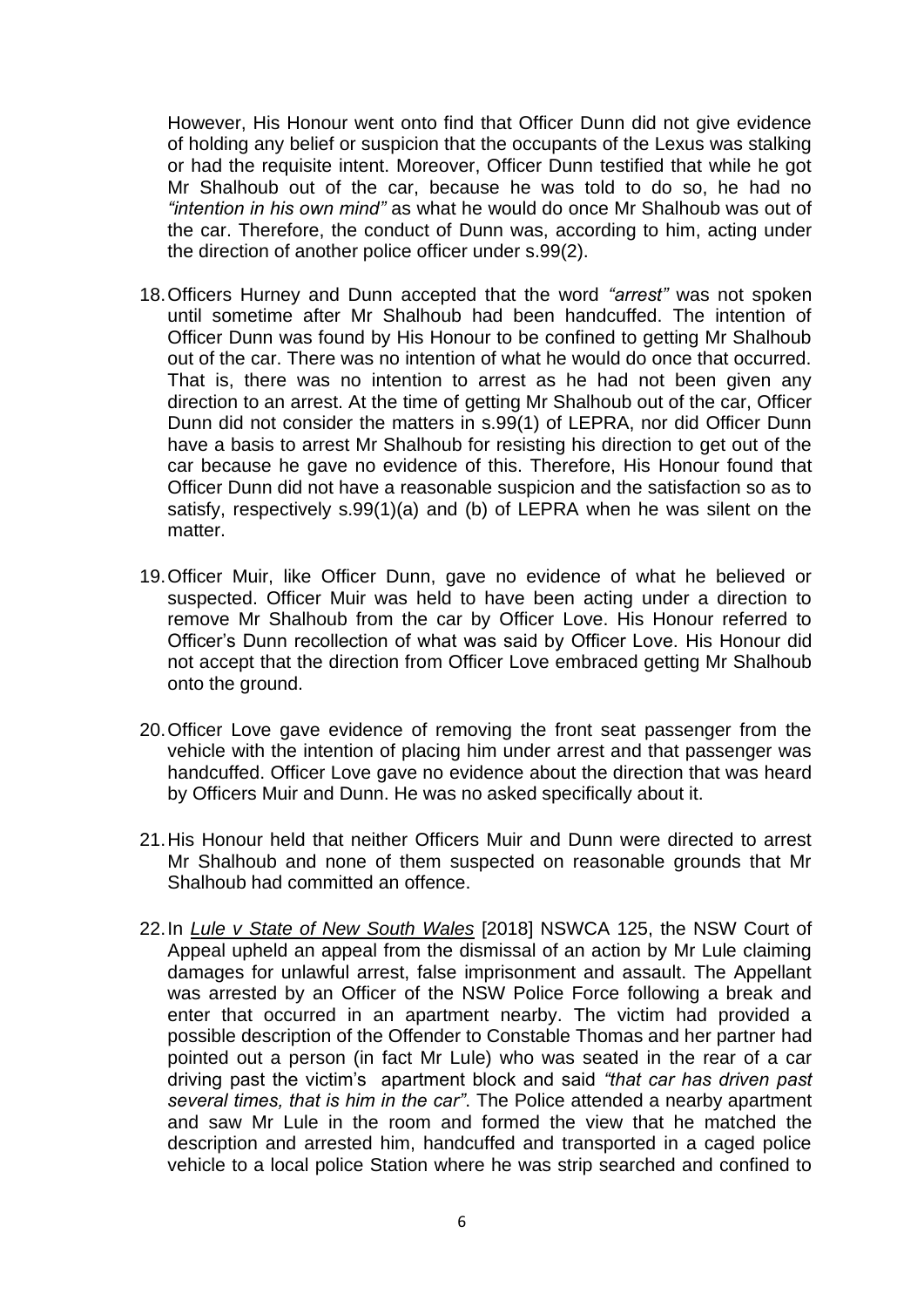However, His Honour went onto find that Officer Dunn did not give evidence of holding any belief or suspicion that the occupants of the Lexus was stalking or had the requisite intent. Moreover, Officer Dunn testified that while he got Mr Shalhoub out of the car, because he was told to do so, he had no *"intention in his own mind"* as what he would do once Mr Shalhoub was out of the car. Therefore, the conduct of Dunn was, according to him, acting under the direction of another police officer under s.99(2).

18. Officers Hurney and Dunn accepted that the word *"arrest"* was not spoken until sometime after Mr Shalhoub had been handcuffed. The intention of Officer Dunn was found by His Honour to be confined to getting Mr Shalhoub out of the car. There was no intention of what he would do once that occurred. That is, there was no intention to arrest as he had not been given any direction to an arrest. At the time of getting Mr Shalhoub out of the car, Officer Dunn did not consider the matters in s.99(1) of LEPRA, nor did Officer Dunn have a basis to arrest Mr Shalhoub for resisting his direction to get out of the car because he gave no evidence of this. Therefore, His Honour found that Officer Dunn did not have a reasonable suspicion and the satisfaction so as to satisfy, respectively s.99(1)(a) and (b) of LEPRA when he was silent on the matter.

19. Officer Muir, like Officer Dunn, gave no evidence of what he believed or suspected. Officer Muir was held to have been acting under a direction to remove Mr Shalhoub from the car by Officer Love. His Honour referred to Officer's Dunn recollection of what was said by Officer Love. His Honour did not accept that the direction from Officer Love embraced getting Mr Shalhoub onto the ground.

20. Officer Love gave evidence of removing the front seat passenger from the vehicle with the intention of placing him under arrest and that passenger was handcuffed. Officer Love gave no evidence about the direction that was heard by Officers Muir and Dunn. He was no asked specifically about it.

21. His Honour held that neither Officers Muir and Dunn were directed to arrest Mr Shalhoub and none of them suspected on reasonable grounds that Mr Shalhoub had committed an offence.

22. In *Lule v State of New South Wales* [2018] NSWCA 125, the NSW Court of Appeal upheld an appeal from the dismissal of an action by Mr Lule claiming damages for unlawful arrest, false imprisonment and assault. The Appellant was arrested by an Officer of the NSW Police Force following a break and enter that occurred in an apartment nearby. The victim had provided a possible description of the Offender to Constable Thomas and her partner had pointed out a person (in fact Mr Lule) who was seated in the rear of a car driving past the victim's apartment block and said *"that car has driven past several times, that is him in the car"*. The Police attended a nearby apartment and saw Mr Lule in the room and formed the view that he matched the description and arrested him, handcuffed and transported in a caged police vehicle to a local police Station where he was strip searched and confined to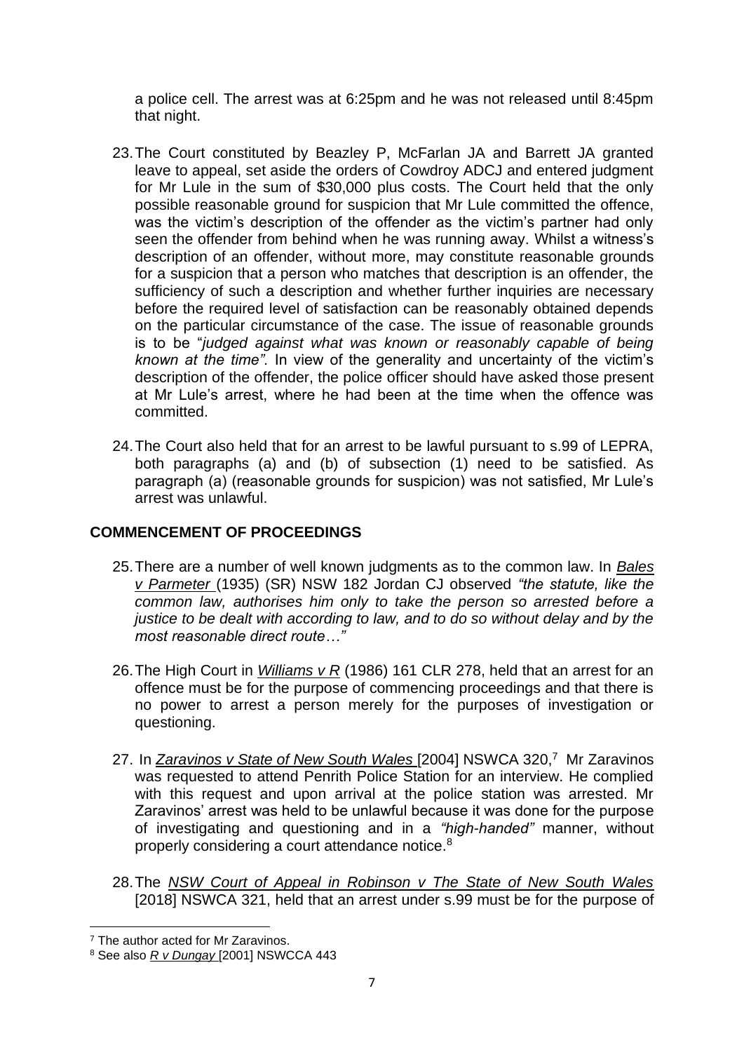a police cell. The arrest was at 6:25pm and he was not released until 8:45pm that night.

23. The Court constituted by Beazley P, McFarlan JA and Barrett JA granted leave to appeal, set aside the orders of Cowdroy ADCJ and entered judgment for Mr Lule in the sum of $30,000 plus costs. The Court held that the only possible reasonable ground for suspicion that Mr Lule committed the offence, was the victim's description of the offender as the victim's partner had only seen the offender from behind when he was running away. Whilst a witness's description of an offender, without more, may constitute reasonable grounds for a suspicion that a person who matches that description is an offender, the sufficiency of such a description and whether further inquiries are necessary before the required level of satisfaction can be reasonably obtained depends on the particular circumstance of the case. The issue of reasonable grounds is to be "*judged against what was known or reasonably capable of being known at the time"*. In view of the generality and uncertainty of the victim's description of the offender, the police officer should have asked those present at Mr Lule's arrest, where he had been at the time when the offence was committed.

24. The Court also held that for an arrest to be lawful pursuant to s.99 of LEPRA, both paragraphs (a) and (b) of subsection (1) need to be satisfied. As paragraph (a) (reasonable grounds for suspicion) was not satisfied, Mr Lule's arrest was unlawful.

## COMMENCEMENT OF PROCEEDINGS

25. There are a number of well known judgments as to the common law. In *Bales v Parmeter* (1935) (SR) NSW 182 Jordan CJ observed *"the statute, like the common law, authorises him only to take the person so arrested before a justice to be dealt with according to law, and to do so without delay and by the most reasonable direct route…"*

26. The High Court in *Williams v R* (1986) 161 CLR 278, held that an arrest for an offence must be for the purpose of commencing proceedings and that there is no power to arrest a person merely for the purposes of investigation or questioning.

27. In *Zaravinos v State of New South Wales* [2004] NSWCA 320,[7] Mr Zaravinos was requested to attend Penrith Police Station for an interview. He complied with this request and upon arrival at the police station was arrested. Mr Zaravinos' arrest was held to be unlawful because it was done for the purpose of investigating and questioning and in a *"high-handed"* manner, without properly considering a court attendance notice.[8]

28. The *NSW Court of Appeal in Robinson v The State of New South Wales* [2018] NSWCA 321, held that an arrest under s.99 must be for the purpose of

---

[7] The author acted for Mr Zaravinos.

[8] See also *R v Dungay* [2001] NSWCCA 443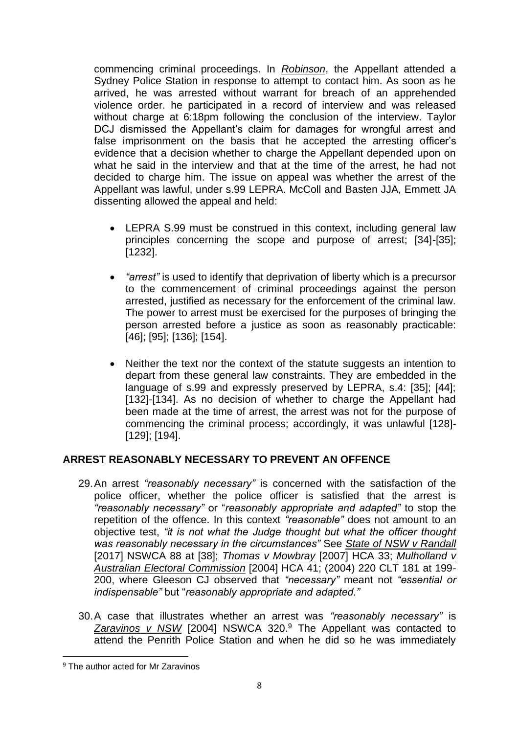commencing criminal proceedings. In *Robinson*, the Appellant attended a Sydney Police Station in response to attempt to contact him. As soon as he arrived, he was arrested without warrant for breach of an apprehended violence order. he participated in a record of interview and was released without charge at 6:18pm following the conclusion of the interview. Taylor DCJ dismissed the Appellant's claim for damages for wrongful arrest and false imprisonment on the basis that he accepted the arresting officer's evidence that a decision whether to charge the Appellant depended upon on what he said in the interview and that at the time of the arrest, he had not decided to charge him. The issue on appeal was whether the arrest of the Appellant was lawful, under s.99 LEPRA. McColl and Basten JJA, Emmett JA dissenting allowed the appeal and held:

- LEPRA S.99 must be construed in this context, including general law principles concerning the scope and purpose of arrest; [34]-[35]; [1232].
- *"arrest"* is used to identify that deprivation of liberty which is a precursor to the commencement of criminal proceedings against the person arrested, justified as necessary for the enforcement of the criminal law. The power to arrest must be exercised for the purposes of bringing the person arrested before a justice as soon as reasonably practicable: [46]; [95]; [136]; [154].
- Neither the text nor the context of the statute suggests an intention to depart from these general law constraints. They are embedded in the language of s.99 and expressly preserved by LEPRA, s.4: [35]; [44]; [132]-[134]. As no decision of whether to charge the Appellant had been made at the time of arrest, the arrest was not for the purpose of commencing the criminal process; accordingly, it was unlawful [128]-[129]; [194].

## ARREST REASONABLY NECESSARY TO PREVENT AN OFFENCE

29. An arrest *"reasonably necessary"* is concerned with the satisfaction of the police officer, whether the police officer is satisfied that the arrest is *"reasonably necessary"* or "*reasonably appropriate and adapted"* to stop the repetition of the offence. In this context *"reasonable"* does not amount to an objective test, *"it is not what the Judge thought but what the officer thought was reasonably necessary in the circumstances"* See *State of NSW v Randall* [2017] NSWCA 88 at [38]; *Thomas v Mowbray* [2007] HCA 33; *Mulholland v Australian Electoral Commission* [2004] HCA 41; (2004) 220 CLT 181 at 199-200, where Gleeson CJ observed that *"necessary"* meant not *"essential or indispensable"* but "*reasonably appropriate and adapted."*

30. A case that illustrates whether an arrest was *"reasonably necessary"* is *Zaravinos v NSW* [2004] NSWCA 320.[9] The Appellant was contacted to attend the Penrith Police Station and when he did so he was immediately

[9] The author acted for Mr Zaravinos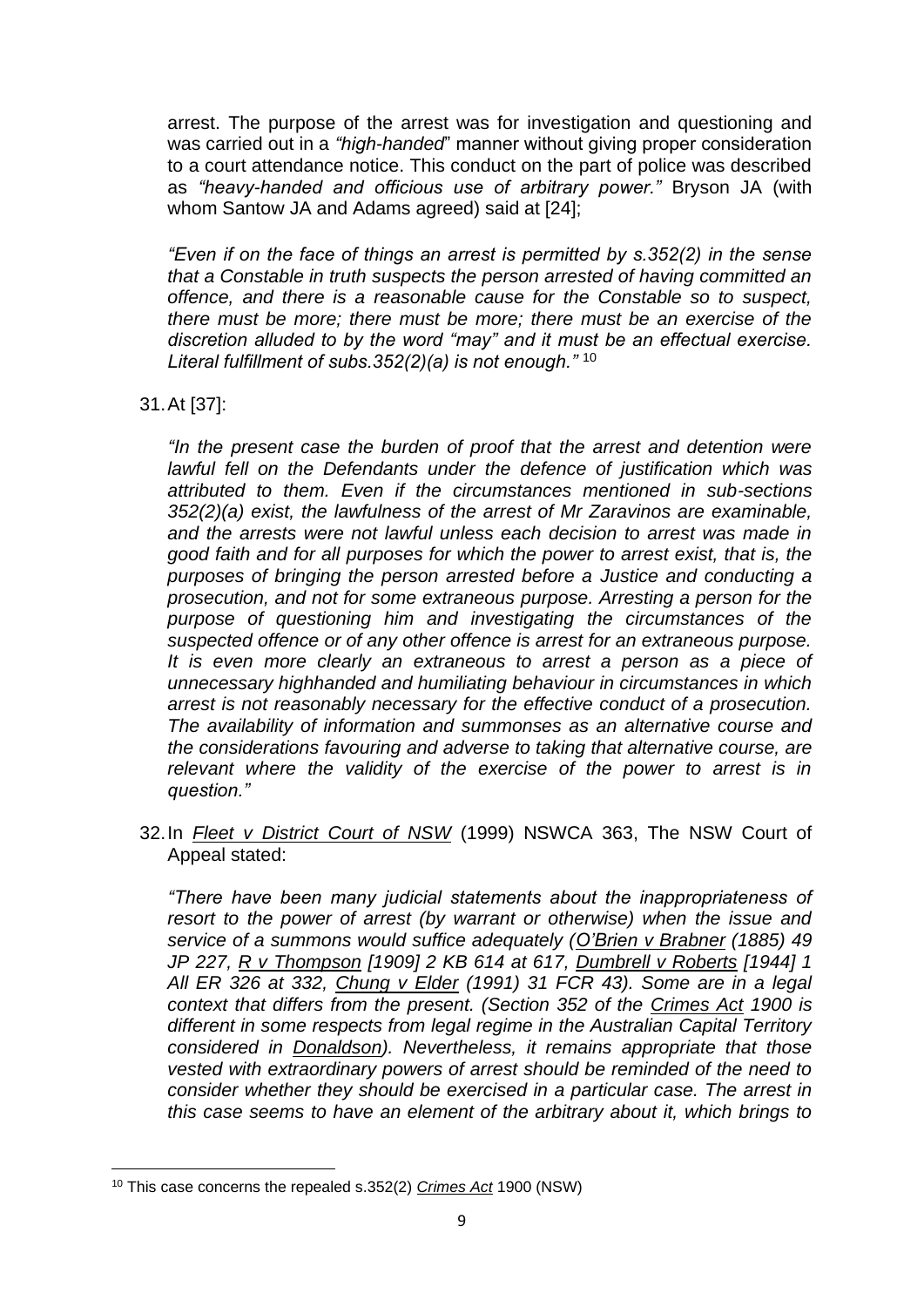arrest. The purpose of the arrest was for investigation and questioning and was carried out in a *"high-handed"* manner without giving proper consideration to a court attendance notice. This conduct on the part of police was described as *"heavy-handed and officious use of arbitrary power."* Bryson JA (with whom Santow JA and Adams agreed) said at [24];

*"Even if on the face of things an arrest is permitted by s.352(2) in the sense that a Constable in truth suspects the person arrested of having committed an offence, and there is a reasonable cause for the Constable so to suspect, there must be more; there must be more; there must be an exercise of the discretion alluded to by the word "may" and it must be an effectual exercise. Literal fulfillment of subs.352(2)(a) is not enough."* [10]

31. At [37]:

*"In the present case the burden of proof that the arrest and detention were lawful fell on the Defendants under the defence of justification which was attributed to them. Even if the circumstances mentioned in sub-sections 352(2)(a) exist, the lawfulness of the arrest of Mr Zaravinos are examinable, and the arrests were not lawful unless each decision to arrest was made in good faith and for all purposes for which the power to arrest exist, that is, the purposes of bringing the person arrested before a Justice and conducting a prosecution, and not for some extraneous purpose. Arresting a person for the purpose of questioning him and investigating the circumstances of the suspected offence or of any other offence is arrest for an extraneous purpose. It is even more clearly an extraneous to arrest a person as a piece of unnecessary highhanded and humiliating behaviour in circumstances in which arrest is not reasonably necessary for the effective conduct of a prosecution. The availability of information and summonses as an alternative course and the considerations favouring and adverse to taking that alternative course, are relevant where the validity of the exercise of the power to arrest is in question."*

32. In *Fleet v District Court of NSW* (1999) NSWCA 363, The NSW Court of Appeal stated:

*"There have been many judicial statements about the inappropriateness of resort to the power of arrest (by warrant or otherwise) when the issue and service of a summons would suffice adequately (O'Brien v Brabner (1885) 49 JP 227, R v Thompson [1909] 2 KB 614 at 617, Dumbrell v Roberts [1944] 1 All ER 326 at 332, Chung v Elder (1991) 31 FCR 43). Some are in a legal context that differs from the present. (Section 352 of the Crimes Act 1900 is different in some respects from legal regime in the Australian Capital Territory considered in Donaldson). Nevertheless, it remains appropriate that those vested with extraordinary powers of arrest should be reminded of the need to consider whether they should be exercised in a particular case. The arrest in this case seems to have an element of the arbitrary about it, which brings to*

---

[10] This case concerns the repealed s.352(2) *Crimes Act* 1900 (NSW)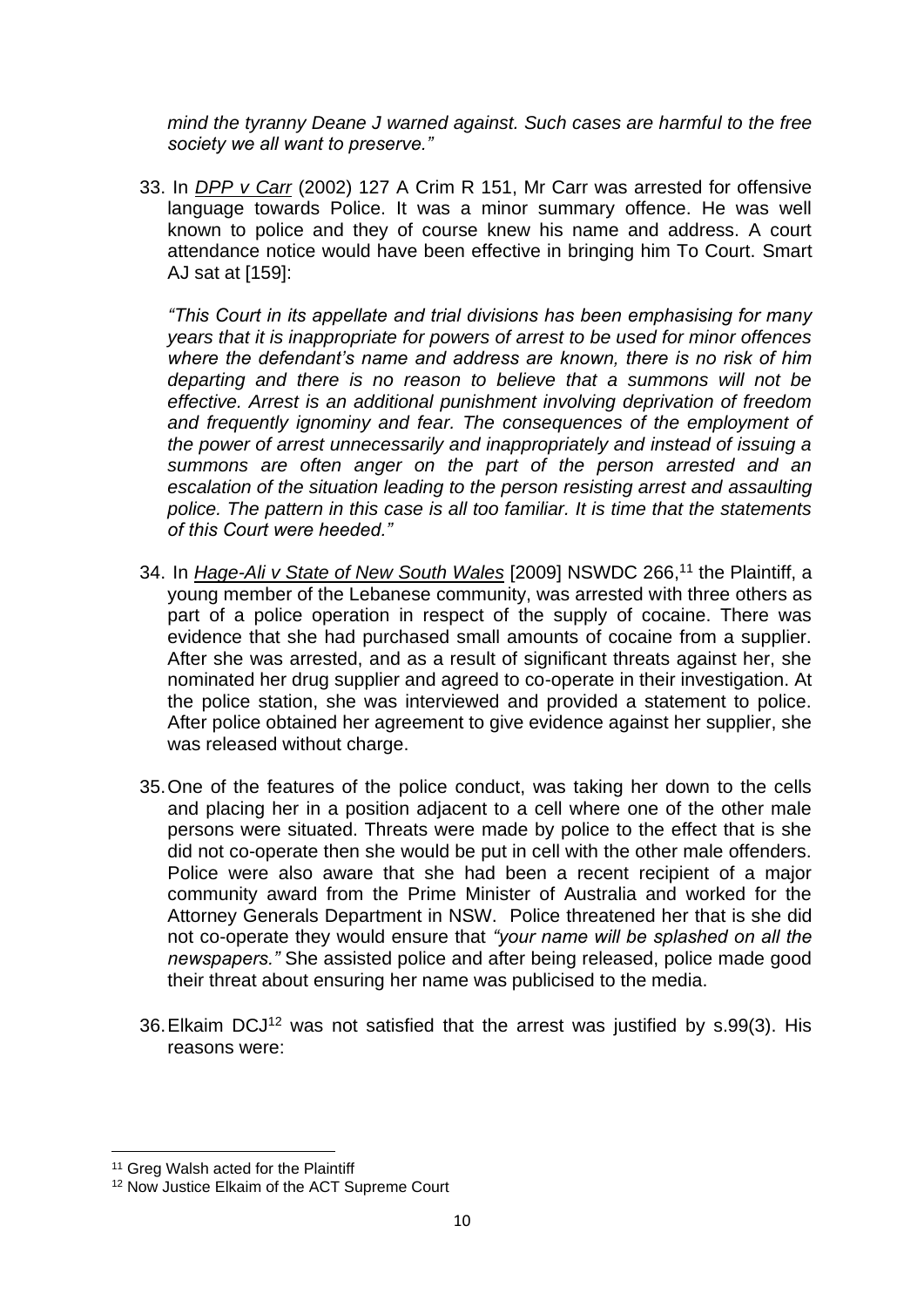*mind the tyranny Deane J warned against. Such cases are harmful to the free society we all want to preserve."*

33. In *DPP v Carr* (2002) 127 A Crim R 151, Mr Carr was arrested for offensive language towards Police. It was a minor summary offence. He was well known to police and they of course knew his name and address. A court attendance notice would have been effective in bringing him To Court. Smart AJ sat at [159]:

    *"This Court in its appellate and trial divisions has been emphasising for many years that it is inappropriate for powers of arrest to be used for minor offences where the defendant's name and address are known, there is no risk of him departing and there is no reason to believe that a summons will not be effective. Arrest is an additional punishment involving deprivation of freedom and frequently ignominy and fear. The consequences of the employment of the power of arrest unnecessarily and inappropriately and instead of issuing a summons are often anger on the part of the person arrested and an escalation of the situation leading to the person resisting arrest and assaulting police. The pattern in this case is all too familiar. It is time that the statements of this Court were heeded."*

34. In *Hage-Ali v State of New South Wales* [2009] NSWDC 266,[11] the Plaintiff, a young member of the Lebanese community, was arrested with three others as part of a police operation in respect of the supply of cocaine. There was evidence that she had purchased small amounts of cocaine from a supplier. After she was arrested, and as a result of significant threats against her, she nominated her drug supplier and agreed to co-operate in their investigation. At the police station, she was interviewed and provided a statement to police. After police obtained her agreement to give evidence against her supplier, she was released without charge.

35. One of the features of the police conduct, was taking her down to the cells and placing her in a position adjacent to a cell where one of the other male persons were situated. Threats were made by police to the effect that is she did not co-operate then she would be put in cell with the other male offenders. Police were also aware that she had been a recent recipient of a major community award from the Prime Minister of Australia and worked for the Attorney Generals Department in NSW. Police threatened her that is she did not co-operate they would ensure that *"your name will be splashed on all the newspapers."* She assisted police and after being released, police made good their threat about ensuring her name was publicised to the media.

36. Elkaim DCJ[12] was not satisfied that the arrest was justified by s.99(3). His reasons were:

---

[11] Greg Walsh acted for the Plaintiff

[12] Now Justice Elkaim of the ACT Supreme Court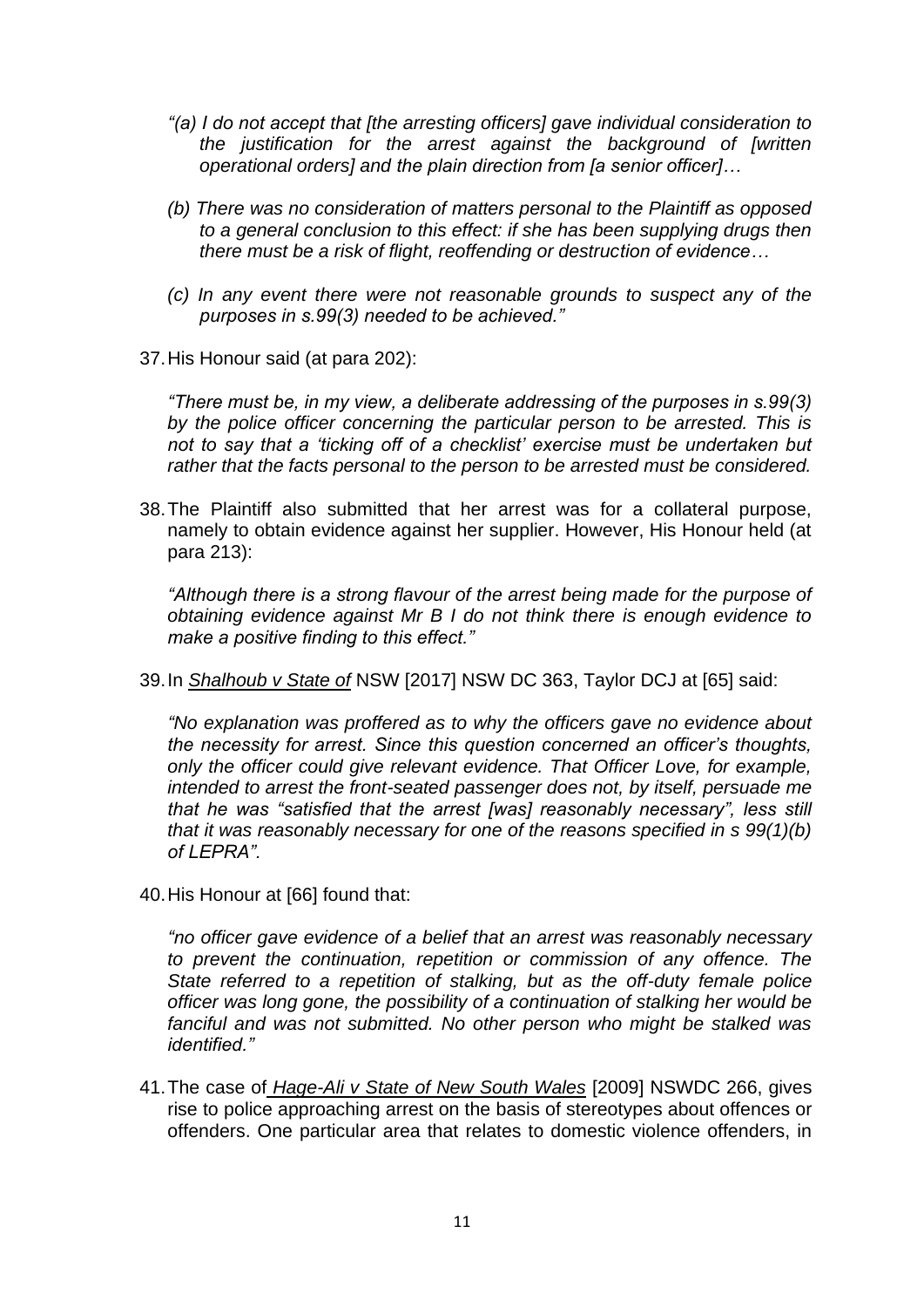*"(a) I do not accept that [the arresting officers] gave individual consideration to the justification for the arrest against the background of [written operational orders] and the plain direction from [a senior officer]…*

*(b) There was no consideration of matters personal to the Plaintiff as opposed to a general conclusion to this effect: if she has been supplying drugs then there must be a risk of flight, reoffending or destruction of evidence…*

*(c) In any event there were not reasonable grounds to suspect any of the purposes in s.99(3) needed to be achieved."*

37. His Honour said (at para 202):

*"There must be, in my view, a deliberate addressing of the purposes in s.99(3) by the police officer concerning the particular person to be arrested. This is not to say that a 'ticking off of a checklist' exercise must be undertaken but rather that the facts personal to the person to be arrested must be considered.*

38. The Plaintiff also submitted that her arrest was for a collateral purpose, namely to obtain evidence against her supplier. However, His Honour held (at para 213):

*"Although there is a strong flavour of the arrest being made for the purpose of obtaining evidence against Mr B I do not think there is enough evidence to make a positive finding to this effect."*

39. In *Shalhoub v State of* NSW [2017] NSW DC 363, Taylor DCJ at [65] said:

*"No explanation was proffered as to why the officers gave no evidence about the necessity for arrest. Since this question concerned an officer's thoughts, only the officer could give relevant evidence. That Officer Love, for example, intended to arrest the front-seated passenger does not, by itself, persuade me that he was "satisfied that the arrest [was] reasonably necessary", less still that it was reasonably necessary for one of the reasons specified in s 99(1)(b) of LEPRA".*

40. His Honour at [66] found that:

*"no officer gave evidence of a belief that an arrest was reasonably necessary to prevent the continuation, repetition or commission of any offence. The State referred to a repetition of stalking, but as the off-duty female police officer was long gone, the possibility of a continuation of stalking her would be fanciful and was not submitted. No other person who might be stalked was identified."*

41. The case of *Hage-Ali v State of New South Wales* [2009] NSWDC 266, gives rise to police approaching arrest on the basis of stereotypes about offences or offenders. One particular area that relates to domestic violence offenders, in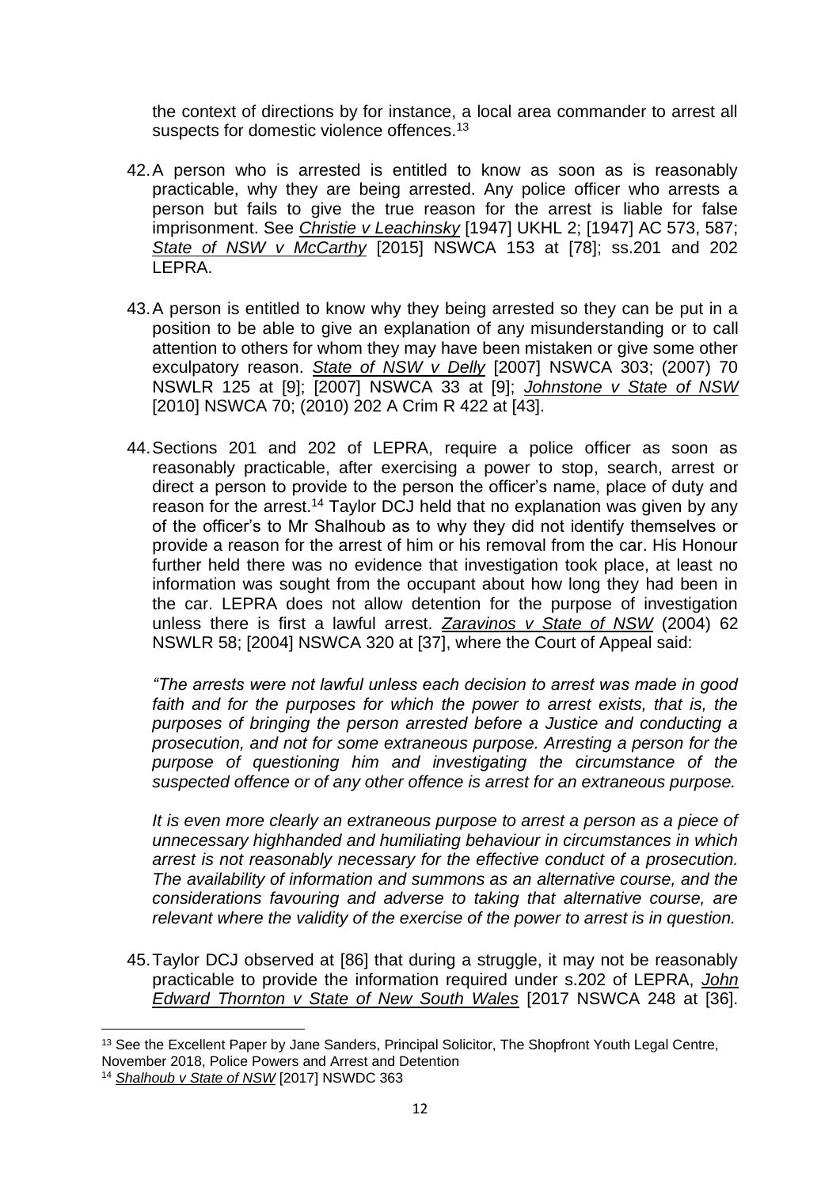the context of directions by for instance, a local area commander to arrest all suspects for domestic violence offences.[13]

42. A person who is arrested is entitled to know as soon as is reasonably practicable, why they are being arrested. Any police officer who arrests a person but fails to give the true reason for the arrest is liable for false imprisonment. See *Christie v Leachinsky* [1947] UKHL 2; [1947] AC 573, 587; *State of NSW v McCarthy* [2015] NSWCA 153 at [78]; ss.201 and 202 LEPRA.

43. A person is entitled to know why they being arrested so they can be put in a position to be able to give an explanation of any misunderstanding or to call attention to others for whom they may have been mistaken or give some other exculpatory reason. *State of NSW v Delly* [2007] NSWCA 303; (2007) 70 NSWLR 125 at [9]; [2007] NSWCA 33 at [9]; *Johnstone v State of NSW* [2010] NSWCA 70; (2010) 202 A Crim R 422 at [43].

44. Sections 201 and 202 of LEPRA, require a police officer as soon as reasonably practicable, after exercising a power to stop, search, arrest or direct a person to provide to the person the officer's name, place of duty and reason for the arrest.[14] Taylor DCJ held that no explanation was given by any of the officer's to Mr Shalhoub as to why they did not identify themselves or provide a reason for the arrest of him or his removal from the car. His Honour further held there was no evidence that investigation took place, at least no information was sought from the occupant about how long they had been in the car. LEPRA does not allow detention for the purpose of investigation unless there is first a lawful arrest. *Zaravinos v State of NSW* (2004) 62 NSWLR 58; [2004] NSWCA 320 at [37], where the Court of Appeal said:

*"The arrests were not lawful unless each decision to arrest was made in good faith and for the purposes for which the power to arrest exists, that is, the purposes of bringing the person arrested before a Justice and conducting a prosecution, and not for some extraneous purpose. Arresting a person for the purpose of questioning him and investigating the circumstance of the suspected offence or of any other offence is arrest for an extraneous purpose.*

*It is even more clearly an extraneous purpose to arrest a person as a piece of unnecessary highhanded and humiliating behaviour in circumstances in which arrest is not reasonably necessary for the effective conduct of a prosecution. The availability of information and summons as an alternative course, and the considerations favouring and adverse to taking that alternative course, are relevant where the validity of the exercise of the power to arrest is in question.*

45. Taylor DCJ observed at [86] that during a struggle, it may not be reasonably practicable to provide the information required under s.202 of LEPRA, *John Edward Thornton v State of New South Wales* [2017 NSWCA 248 at [36].

---

[13] See the Excellent Paper by Jane Sanders, Principal Solicitor, The Shopfront Youth Legal Centre, November 2018, Police Powers and Arrest and Detention

[14] *Shalhoub v State of NSW* [2017] NSWDC 363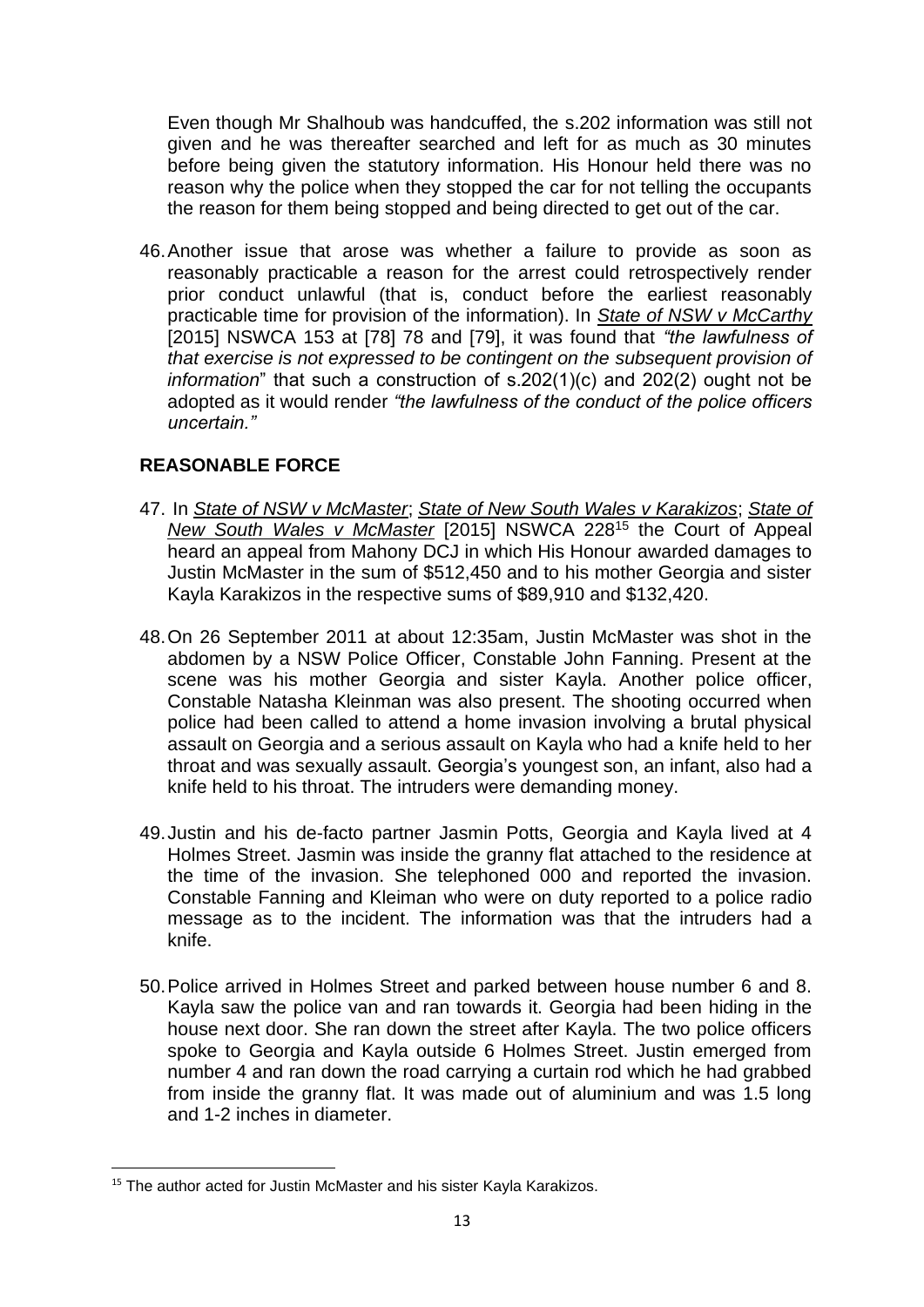Even though Mr Shalhoub was handcuffed, the s.202 information was still not given and he was thereafter searched and left for as much as 30 minutes before being given the statutory information. His Honour held there was no reason why the police when they stopped the car for not telling the occupants the reason for them being stopped and being directed to get out of the car.

46. Another issue that arose was whether a failure to provide as soon as reasonably practicable a reason for the arrest could retrospectively render prior conduct unlawful (that is, conduct before the earliest reasonably practicable time for provision of the information). In ***State of NSW v McCarthy*** [2015] NSWCA 153 at [78] 78 and [79], it was found that *"the lawfulness of that exercise is not expressed to be contingent on the subsequent provision of information*" that such a construction of s.202(1)(c) and 202(2) ought not be adopted as it would render *"the lawfulness of the conduct of the police officers uncertain."*

## REASONABLE FORCE

47. In ***State of NSW v McMaster***; ***State of New South Wales v Karakizos***; ***State of New South Wales v McMaster*** [2015] NSWCA 228[15] the Court of Appeal heard an appeal from Mahony DCJ in which His Honour awarded damages to Justin McMaster in the sum of $512,450 and to his mother Georgia and sister Kayla Karakizos in the respective sums of $89,910 and $132,420.

48. On 26 September 2011 at about 12:35am, Justin McMaster was shot in the abdomen by a NSW Police Officer, Constable John Fanning. Present at the scene was his mother Georgia and sister Kayla. Another police officer, Constable Natasha Kleinman was also present. The shooting occurred when police had been called to attend a home invasion involving a brutal physical assault on Georgia and a serious assault on Kayla who had a knife held to her throat and was sexually assault. Georgia's youngest son, an infant, also had a knife held to his throat. The intruders were demanding money.

49. Justin and his de-facto partner Jasmin Potts, Georgia and Kayla lived at 4 Holmes Street. Jasmin was inside the granny flat attached to the residence at the time of the invasion. She telephoned 000 and reported the invasion. Constable Fanning and Kleiman who were on duty reported to a police radio message as to the incident. The information was that the intruders had a knife.

50. Police arrived in Holmes Street and parked between house number 6 and 8. Kayla saw the police van and ran towards it. Georgia had been hiding in the house next door. She ran down the street after Kayla. The two police officers spoke to Georgia and Kayla outside 6 Holmes Street. Justin emerged from number 4 and ran down the road carrying a curtain rod which he had grabbed from inside the granny flat. It was made out of aluminium and was 1.5 long and 1-2 inches in diameter.

---

[15] The author acted for Justin McMaster and his sister Kayla Karakizos.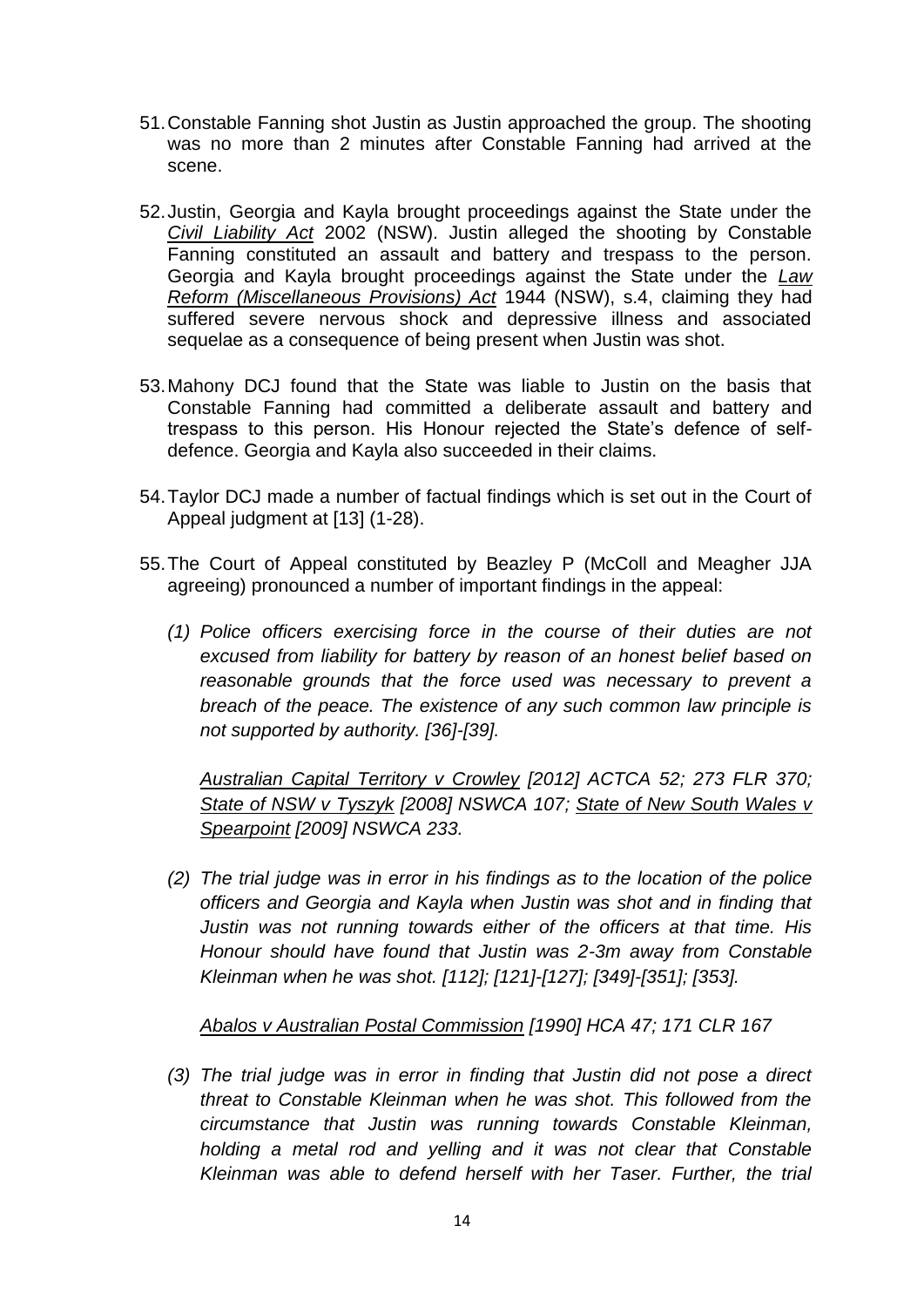51. Constable Fanning shot Justin as Justin approached the group. The shooting was no more than 2 minutes after Constable Fanning had arrived at the scene.

52. Justin, Georgia and Kayla brought proceedings against the State under the *Civil Liability Act* 2002 (NSW). Justin alleged the shooting by Constable Fanning constituted an assault and battery and trespass to the person. Georgia and Kayla brought proceedings against the State under the *Law Reform (Miscellaneous Provisions) Act* 1944 (NSW), s.4, claiming they had suffered severe nervous shock and depressive illness and associated sequelae as a consequence of being present when Justin was shot.

53. Mahony DCJ found that the State was liable to Justin on the basis that Constable Fanning had committed a deliberate assault and battery and trespass to this person. His Honour rejected the State's defence of self-defence. Georgia and Kayla also succeeded in their claims.

54. Taylor DCJ made a number of factual findings which is set out in the Court of Appeal judgment at [13] (1-28).

55. The Court of Appeal constituted by Beazley P (McColl and Meagher JJA agreeing) pronounced a number of important findings in the appeal:

    *(1) Police officers exercising force in the course of their duties are not excused from liability for battery by reason of an honest belief based on reasonable grounds that the force used was necessary to prevent a breach of the peace. The existence of any such common law principle is not supported by authority. [36]-[39].*

    *Australian Capital Territory v Crowley [2012] ACTCA 52; 273 FLR 370; State of NSW v Tyszyk [2008] NSWCA 107; State of New South Wales v Spearpoint [2009] NSWCA 233.*

    *(2) The trial judge was in error in his findings as to the location of the police officers and Georgia and Kayla when Justin was shot and in finding that Justin was not running towards either of the officers at that time. His Honour should have found that Justin was 2-3m away from Constable Kleinman when he was shot. [112]; [121]-[127]; [349]-[351]; [353].*

    *Abalos v Australian Postal Commission [1990] HCA 47; 171 CLR 167*

    *(3) The trial judge was in error in finding that Justin did not pose a direct threat to Constable Kleinman when he was shot. This followed from the circumstance that Justin was running towards Constable Kleinman, holding a metal rod and yelling and it was not clear that Constable Kleinman was able to defend herself with her Taser. Further, the trial*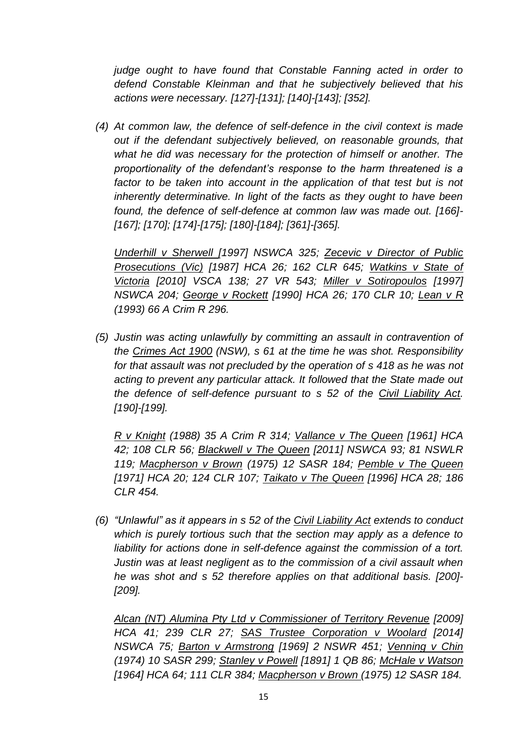*judge ought to have found that Constable Fanning acted in order to defend Constable Kleinman and that he subjectively believed that his actions were necessary. [127]-[131]; [140]-[143]; [352].*

*(4) At common law, the defence of self-defence in the civil context is made out if the defendant subjectively believed, on reasonable grounds, that what he did was necessary for the protection of himself or another. The proportionality of the defendant's response to the harm threatened is a factor to be taken into account in the application of that test but is not inherently determinative. In light of the facts as they ought to have been found, the defence of self-defence at common law was made out. [166]-[167]; [170]; [174]-[175]; [180]-[184]; [361]-[365].*

*Underhill v Sherwell [1997] NSWCA 325; Zecevic v Director of Public Prosecutions (Vic) [1987] HCA 26; 162 CLR 645; Watkins v State of Victoria [2010] VSCA 138; 27 VR 543; Miller v Sotiropoulos [1997] NSWCA 204; George v Rockett [1990] HCA 26; 170 CLR 10; Lean v R (1993) 66 A Crim R 296.*

*(5) Justin was acting unlawfully by committing an assault in contravention of the Crimes Act 1900 (NSW), s 61 at the time he was shot. Responsibility for that assault was not precluded by the operation of s 418 as he was not acting to prevent any particular attack. It followed that the State made out the defence of self-defence pursuant to s 52 of the Civil Liability Act. [190]-[199].*

*R v Knight (1988) 35 A Crim R 314; Vallance v The Queen [1961] HCA 42; 108 CLR 56; Blackwell v The Queen [2011] NSWCA 93; 81 NSWLR 119; Macpherson v Brown (1975) 12 SASR 184; Pemble v The Queen [1971] HCA 20; 124 CLR 107; Taikato v The Queen [1996] HCA 28; 186 CLR 454.*

*(6) "Unlawful" as it appears in s 52 of the Civil Liability Act extends to conduct which is purely tortious such that the section may apply as a defence to liability for actions done in self-defence against the commission of a tort. Justin was at least negligent as to the commission of a civil assault when he was shot and s 52 therefore applies on that additional basis. [200]-[209].*

*Alcan (NT) Alumina Pty Ltd v Commissioner of Territory Revenue [2009] HCA 41; 239 CLR 27; SAS Trustee Corporation v Woolard [2014] NSWCA 75; Barton v Armstrong [1969] 2 NSWR 451; Venning v Chin (1974) 10 SASR 299; Stanley v Powell [1891] 1 QB 86; McHale v Watson [1964] HCA 64; 111 CLR 384; Macpherson v Brown (1975) 12 SASR 184.*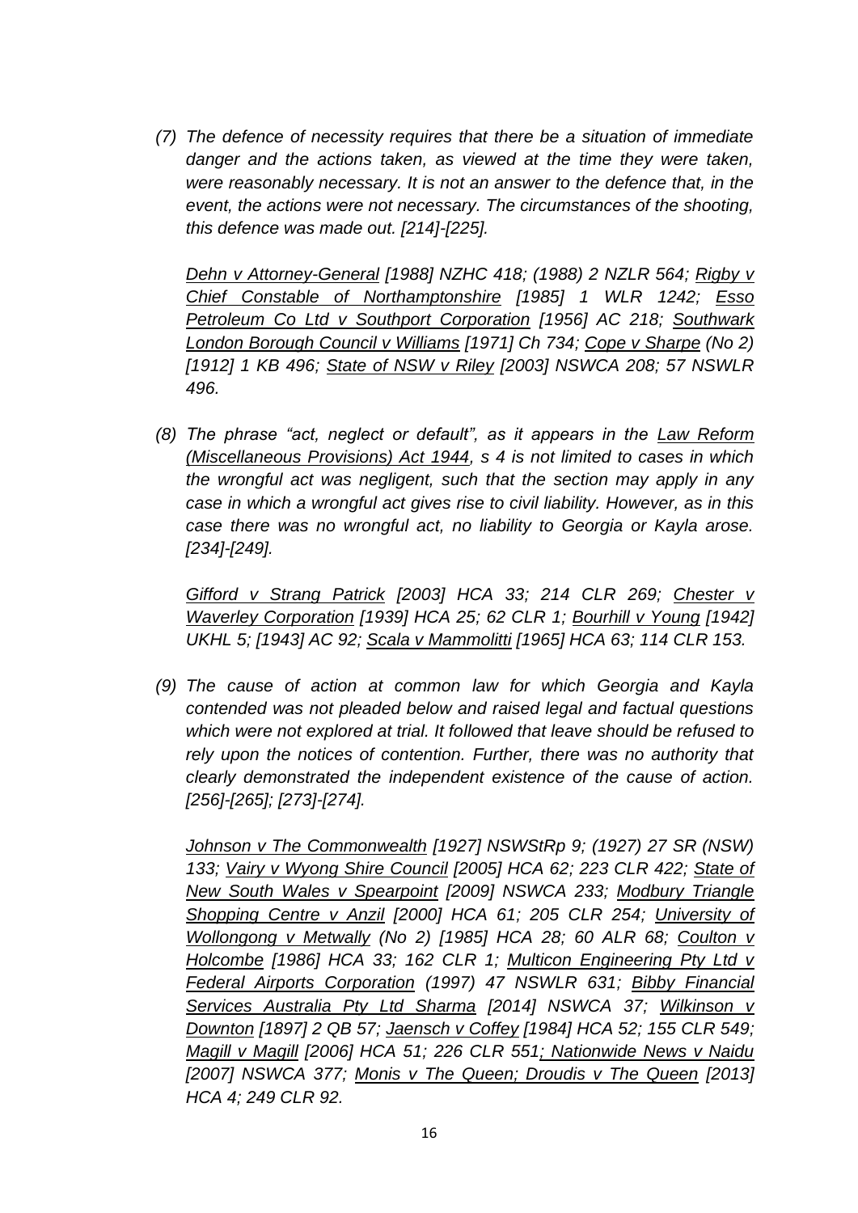*(7) The defence of necessity requires that there be a situation of immediate danger and the actions taken, as viewed at the time they were taken, were reasonably necessary. It is not an answer to the defence that, in the event, the actions were not necessary. The circumstances of the shooting, this defence was made out. [214]-[225].*

*Dehn v Attorney-General [1988] NZHC 418; (1988) 2 NZLR 564; Rigby v Chief Constable of Northamptonshire [1985] 1 WLR 1242; Esso Petroleum Co Ltd v Southport Corporation [1956] AC 218; Southwark London Borough Council v Williams [1971] Ch 734; Cope v Sharpe (No 2) [1912] 1 KB 496; State of NSW v Riley [2003] NSWCA 208; 57 NSWLR 496.*

*(8) The phrase "act, neglect or default", as it appears in the Law Reform (Miscellaneous Provisions) Act 1944, s 4 is not limited to cases in which the wrongful act was negligent, such that the section may apply in any case in which a wrongful act gives rise to civil liability. However, as in this case there was no wrongful act, no liability to Georgia or Kayla arose. [234]-[249].*

*Gifford v Strang Patrick [2003] HCA 33; 214 CLR 269; Chester v Waverley Corporation [1939] HCA 25; 62 CLR 1; Bourhill v Young [1942] UKHL 5; [1943] AC 92; Scala v Mammolitti [1965] HCA 63; 114 CLR 153.*

*(9) The cause of action at common law for which Georgia and Kayla contended was not pleaded below and raised legal and factual questions which were not explored at trial. It followed that leave should be refused to rely upon the notices of contention. Further, there was no authority that clearly demonstrated the independent existence of the cause of action. [256]-[265]; [273]-[274].*

*Johnson v The Commonwealth [1927] NSWStRp 9; (1927) 27 SR (NSW) 133; Vairy v Wyong Shire Council [2005] HCA 62; 223 CLR 422; State of New South Wales v Spearpoint [2009] NSWCA 233; Modbury Triangle Shopping Centre v Anzil [2000] HCA 61; 205 CLR 254; University of Wollongong v Metwally (No 2) [1985] HCA 28; 60 ALR 68; Coulton v Holcombe [1986] HCA 33; 162 CLR 1; Multicon Engineering Pty Ltd v Federal Airports Corporation (1997) 47 NSWLR 631; Bibby Financial Services Australia Pty Ltd Sharma [2014] NSWCA 37; Wilkinson v Downton [1897] 2 QB 57; Jaensch v Coffey [1984] HCA 52; 155 CLR 549; Magill v Magill [2006] HCA 51; 226 CLR 551; Nationwide News v Naidu [2007] NSWCA 377; Monis v The Queen; Droudis v The Queen [2013] HCA 4; 249 CLR 92.*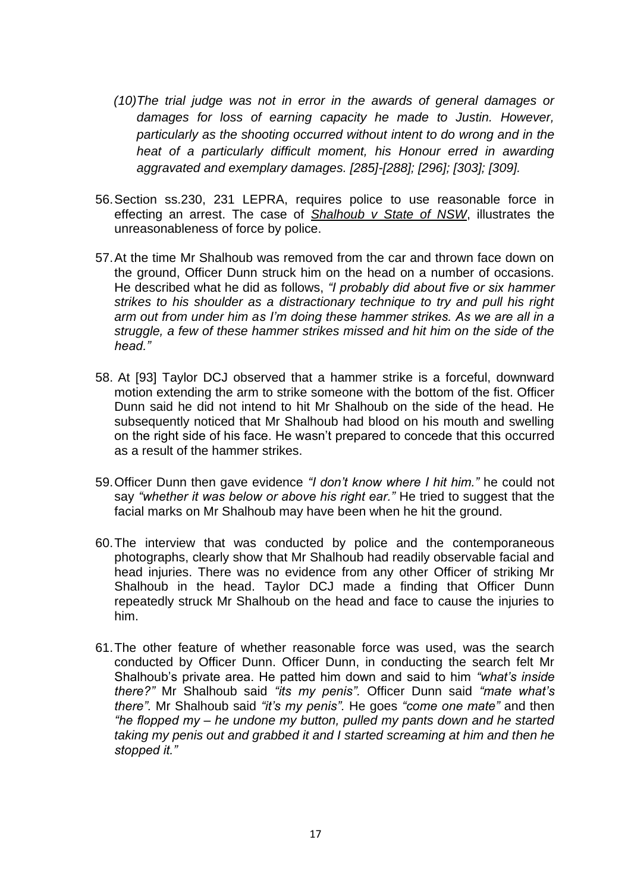*(10) The trial judge was not in error in the awards of general damages or damages for loss of earning capacity he made to Justin. However, particularly as the shooting occurred without intent to do wrong and in the heat of a particularly difficult moment, his Honour erred in awarding aggravated and exemplary damages. [285]-[288]; [296]; [303]; [309].*

56. Section ss.230, 231 LEPRA, requires police to use reasonable force in effecting an arrest. The case of ***Shalhoub v State of NSW***, illustrates the unreasonableness of force by police.

57. At the time Mr Shalhoub was removed from the car and thrown face down on the ground, Officer Dunn struck him on the head on a number of occasions. He described what he did as follows, *"I probably did about five or six hammer strikes to his shoulder as a distractionary technique to try and pull his right arm out from under him as I'm doing these hammer strikes. As we are all in a struggle, a few of these hammer strikes missed and hit him on the side of the head."*

58. At [93] Taylor DCJ observed that a hammer strike is a forceful, downward motion extending the arm to strike someone with the bottom of the fist. Officer Dunn said he did not intend to hit Mr Shalhoub on the side of the head. He subsequently noticed that Mr Shalhoub had blood on his mouth and swelling on the right side of his face. He wasn't prepared to concede that this occurred as a result of the hammer strikes.

59. Officer Dunn then gave evidence *"I don't know where I hit him."* he could not say *"whether it was below or above his right ear."* He tried to suggest that the facial marks on Mr Shalhoub may have been when he hit the ground.

60. The interview that was conducted by police and the contemporaneous photographs, clearly show that Mr Shalhoub had readily observable facial and head injuries. There was no evidence from any other Officer of striking Mr Shalhoub in the head. Taylor DCJ made a finding that Officer Dunn repeatedly struck Mr Shalhoub on the head and face to cause the injuries to him.

61. The other feature of whether reasonable force was used, was the search conducted by Officer Dunn. Officer Dunn, in conducting the search felt Mr Shalhoub's private area. He patted him down and said to him *"what's inside there?"* Mr Shalhoub said *"its my penis".* Officer Dunn said *"mate what's there".* Mr Shalhoub said *"it's my penis".* He goes *"come one mate"* and then *"he flopped my – he undone my button, pulled my pants down and he started taking my penis out and grabbed it and I started screaming at him and then he stopped it."*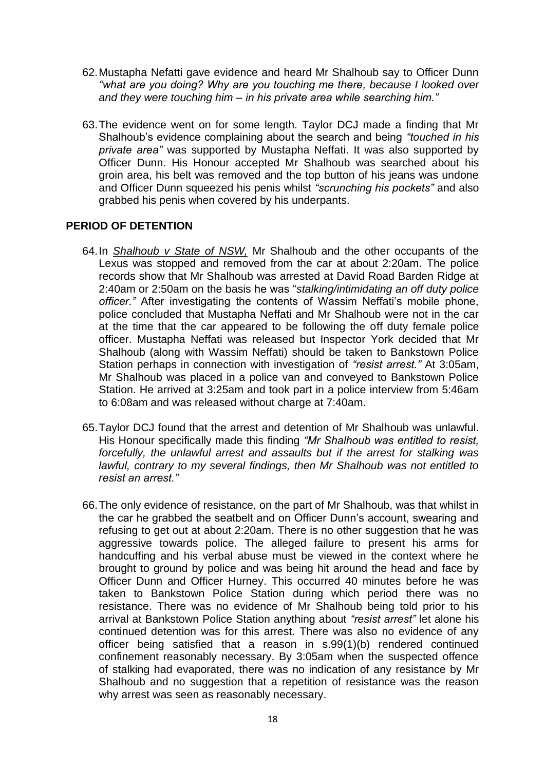62. Mustapha Nefatti gave evidence and heard Mr Shalhoub say to Officer Dunn *"what are you doing? Why are you touching me there, because I looked over and they were touching him – in his private area while searching him."*

63. The evidence went on for some length. Taylor DCJ made a finding that Mr Shalhoub's evidence complaining about the search and being *"touched in his private area"* was supported by Mustapha Neffati. It was also supported by Officer Dunn. His Honour accepted Mr Shalhoub was searched about his groin area, his belt was removed and the top button of his jeans was undone and Officer Dunn squeezed his penis whilst *"scrunching his pockets"* and also grabbed his penis when covered by his underpants.

## PERIOD OF DETENTION

64. In *Shalhoub v State of NSW,* Mr Shalhoub and the other occupants of the Lexus was stopped and removed from the car at about 2:20am. The police records show that Mr Shalhoub was arrested at David Road Barden Ridge at 2:40am or 2:50am on the basis he was "*stalking/intimidating an off duty police officer."* After investigating the contents of Wassim Neffati's mobile phone, police concluded that Mustapha Neffati and Mr Shalhoub were not in the car at the time that the car appeared to be following the off duty female police officer. Mustapha Neffati was released but Inspector York decided that Mr Shalhoub (along with Wassim Neffati) should be taken to Bankstown Police Station perhaps in connection with investigation of *"resist arrest."* At 3:05am, Mr Shalhoub was placed in a police van and conveyed to Bankstown Police Station. He arrived at 3:25am and took part in a police interview from 5:46am to 6:08am and was released without charge at 7:40am.

65. Taylor DCJ found that the arrest and detention of Mr Shalhoub was unlawful. His Honour specifically made this finding *"Mr Shalhoub was entitled to resist, forcefully, the unlawful arrest and assaults but if the arrest for stalking was lawful, contrary to my several findings, then Mr Shalhoub was not entitled to resist an arrest."*

66. The only evidence of resistance, on the part of Mr Shalhoub, was that whilst in the car he grabbed the seatbelt and on Officer Dunn's account, swearing and refusing to get out at about 2:20am. There is no other suggestion that he was aggressive towards police. The alleged failure to present his arms for handcuffing and his verbal abuse must be viewed in the context where he brought to ground by police and was being hit around the head and face by Officer Dunn and Officer Hurney. This occurred 40 minutes before he was taken to Bankstown Police Station during which period there was no resistance. There was no evidence of Mr Shalhoub being told prior to his arrival at Bankstown Police Station anything about *"resist arrest"* let alone his continued detention was for this arrest. There was also no evidence of any officer being satisfied that a reason in s.99(1)(b) rendered continued confinement reasonably necessary. By 3:05am when the suspected offence of stalking had evaporated, there was no indication of any resistance by Mr Shalhoub and no suggestion that a repetition of resistance was the reason why arrest was seen as reasonably necessary.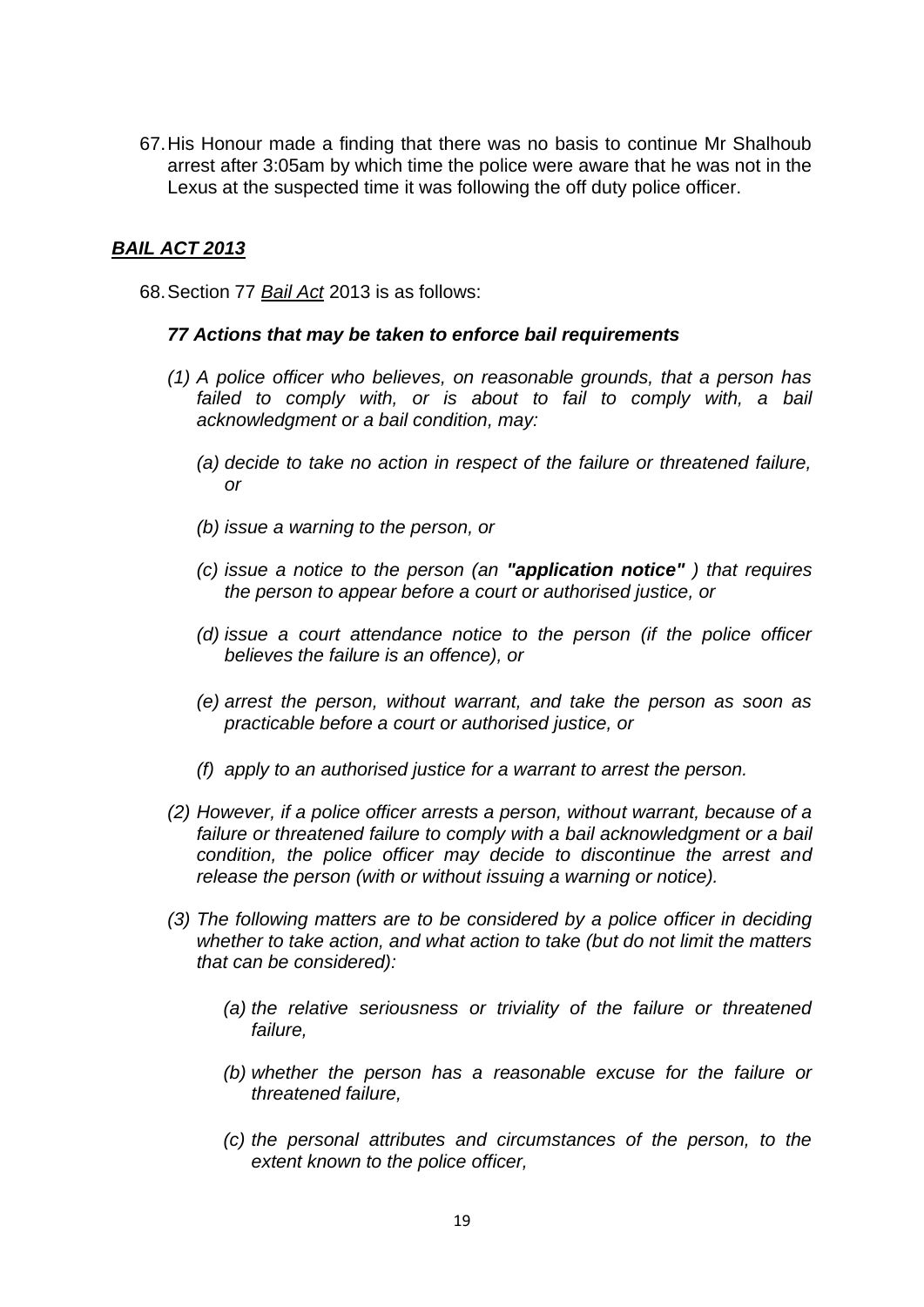67. His Honour made a finding that there was no basis to continue Mr Shalhoub arrest after 3:05am by which time the police were aware that he was not in the Lexus at the suspected time it was following the off duty police officer.

## ***BAIL ACT 2013***

68. Section 77 *Bail Act* 2013 is as follows:

***77 Actions that may be taken to enforce bail requirements***

*(1) A police officer who believes, on reasonable grounds, that a person has failed to comply with, or is about to fail to comply with, a bail acknowledgment or a bail condition, may:*

*(a) decide to take no action in respect of the failure or threatened failure, or*

*(b) issue a warning to the person, or*

*(c) issue a notice to the person (an **"application notice"** ) that requires the person to appear before a court or authorised justice, or*

*(d) issue a court attendance notice to the person (if the police officer believes the failure is an offence), or*

*(e) arrest the person, without warrant, and take the person as soon as practicable before a court or authorised justice, or*

*(f) apply to an authorised justice for a warrant to arrest the person.*

*(2) However, if a police officer arrests a person, without warrant, because of a failure or threatened failure to comply with a bail acknowledgment or a bail condition, the police officer may decide to discontinue the arrest and release the person (with or without issuing a warning or notice).*

*(3) The following matters are to be considered by a police officer in deciding whether to take action, and what action to take (but do not limit the matters that can be considered):*

*(a) the relative seriousness or triviality of the failure or threatened failure,*

*(b) whether the person has a reasonable excuse for the failure or threatened failure,*

*(c) the personal attributes and circumstances of the person, to the extent known to the police officer,*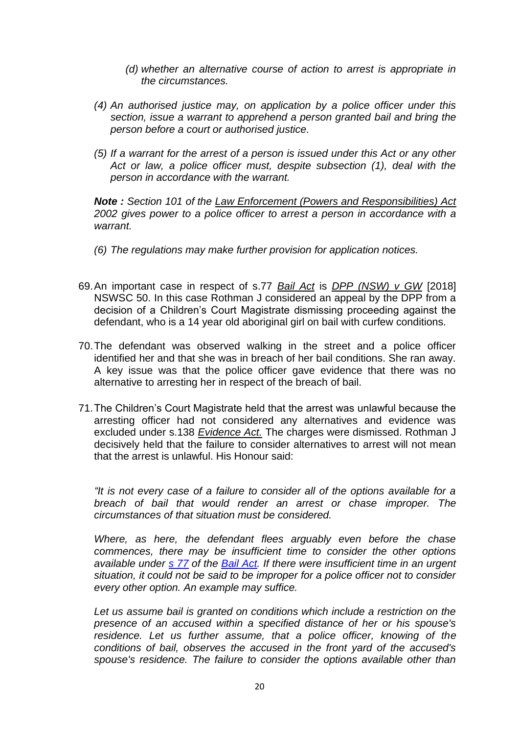*(d) whether an alternative course of action to arrest is appropriate in the circumstances.*

*(4) An authorised justice may, on application by a police officer under this section, issue a warrant to apprehend a person granted bail and bring the person before a court or authorised justice.*

*(5) If a warrant for the arrest of a person is issued under this Act or any other Act or law, a police officer must, despite subsection (1), deal with the person in accordance with the warrant.*

***Note :*** *Section 101 of the Law Enforcement (Powers and Responsibilities) Act 2002 gives power to a police officer to arrest a person in accordance with a warrant.*

*(6) The regulations may make further provision for application notices.*

69. An important case in respect of s.77 *Bail Act* is *DPP (NSW) v GW* [2018] NSWSC 50. In this case Rothman J considered an appeal by the DPP from a decision of a Children's Court Magistrate dismissing proceeding against the defendant, who is a 14 year old aboriginal girl on bail with curfew conditions.

70. The defendant was observed walking in the street and a police officer identified her and that she was in breach of her bail conditions. She ran away. A key issue was that the police officer gave evidence that there was no alternative to arresting her in respect of the breach of bail.

71. The Children's Court Magistrate held that the arrest was unlawful because the arresting officer had not considered any alternatives and evidence was excluded under s.138 *Evidence Act.* The charges were dismissed. Rothman J decisively held that the failure to consider alternatives to arrest will not mean that the arrest is unlawful. His Honour said:

*"It is not every case of a failure to consider all of the options available for a breach of bail that would render an arrest or chase improper. The circumstances of that situation must be considered.*

*Where, as here, the defendant flees arguably even before the chase commences, there may be insufficient time to consider the other options available under s 77 of the Bail Act. If there were insufficient time in an urgent situation, it could not be said to be improper for a police officer not to consider every other option. An example may suffice.*

*Let us assume bail is granted on conditions which include a restriction on the presence of an accused within a specified distance of her or his spouse's residence. Let us further assume, that a police officer, knowing of the conditions of bail, observes the accused in the front yard of the accused's spouse's residence. The failure to consider the options available other than*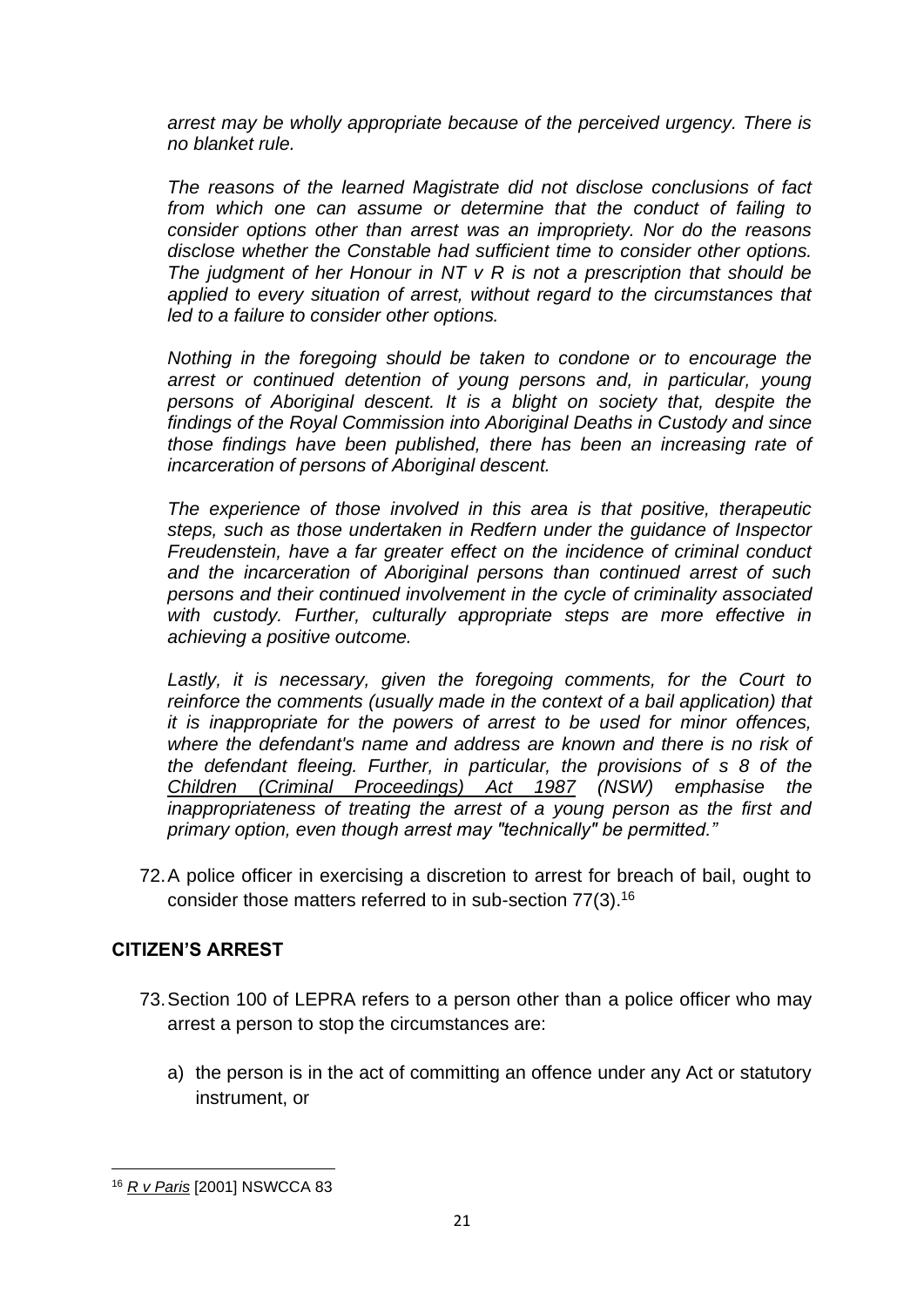*arrest may be wholly appropriate because of the perceived urgency. There is no blanket rule.*

*The reasons of the learned Magistrate did not disclose conclusions of fact from which one can assume or determine that the conduct of failing to consider options other than arrest was an impropriety. Nor do the reasons disclose whether the Constable had sufficient time to consider other options. The judgment of her Honour in NT v R is not a prescription that should be applied to every situation of arrest, without regard to the circumstances that led to a failure to consider other options.*

*Nothing in the foregoing should be taken to condone or to encourage the arrest or continued detention of young persons and, in particular, young persons of Aboriginal descent. It is a blight on society that, despite the findings of the Royal Commission into Aboriginal Deaths in Custody and since those findings have been published, there has been an increasing rate of incarceration of persons of Aboriginal descent.*

*The experience of those involved in this area is that positive, therapeutic steps, such as those undertaken in Redfern under the guidance of Inspector Freudenstein, have a far greater effect on the incidence of criminal conduct and the incarceration of Aboriginal persons than continued arrest of such persons and their continued involvement in the cycle of criminality associated with custody. Further, culturally appropriate steps are more effective in achieving a positive outcome.*

*Lastly, it is necessary, given the foregoing comments, for the Court to reinforce the comments (usually made in the context of a bail application) that it is inappropriate for the powers of arrest to be used for minor offences, where the defendant's name and address are known and there is no risk of the defendant fleeing. Further, in particular, the provisions of s 8 of the Children (Criminal Proceedings) Act 1987 (NSW) emphasise the inappropriateness of treating the arrest of a young person as the first and primary option, even though arrest may "technically" be permitted."*

72. A police officer in exercising a discretion to arrest for breach of bail, ought to consider those matters referred to in sub-section 77(3).[16]

## CITIZEN'S ARREST

73. Section 100 of LEPRA refers to a person other than a police officer who may arrest a person to stop the circumstances are:

   a) the person is in the act of committing an offence under any Act or statutory instrument, or

---

[16] *R v Paris* [2001] NSWCCA 83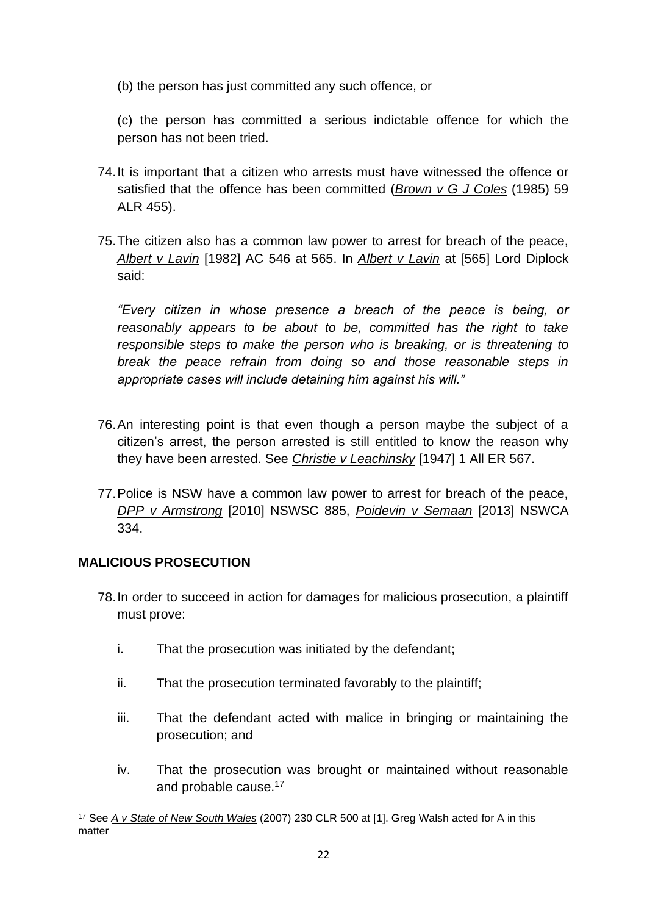(b) the person has just committed any such offence, or

(c) the person has committed a serious indictable offence for which the person has not been tried.

74. It is important that a citizen who arrests must have witnessed the offence or satisfied that the offence has been committed (*Brown v G J Coles* (1985) 59 ALR 455).

75. The citizen also has a common law power to arrest for breach of the peace, *Albert v Lavin* [1982] AC 546 at 565. In *Albert v Lavin* at [565] Lord Diplock said:

    *"Every citizen in whose presence a breach of the peace is being, or reasonably appears to be about to be, committed has the right to take responsible steps to make the person who is breaking, or is threatening to break the peace refrain from doing so and those reasonable steps in appropriate cases will include detaining him against his will."*

76. An interesting point is that even though a person maybe the subject of a citizen's arrest, the person arrested is still entitled to know the reason why they have been arrested. See *Christie v Leachinsky* [1947] 1 All ER 567.

77. Police is NSW have a common law power to arrest for breach of the peace, *DPP v Armstrong* [2010] NSWSC 885, *Poidevin v Semaan* [2013] NSWCA 334.

## MALICIOUS PROSECUTION

78. In order to succeed in action for damages for malicious prosecution, a plaintiff must prove:

    i. That the prosecution was initiated by the defendant;

    ii. That the prosecution terminated favorably to the plaintiff;

    iii. That the defendant acted with malice in bringing or maintaining the prosecution; and

    iv. That the prosecution was brought or maintained without reasonable and probable cause.[17]

---

[17] See *A v State of New South Wales* (2007) 230 CLR 500 at [1]. Greg Walsh acted for A in this matter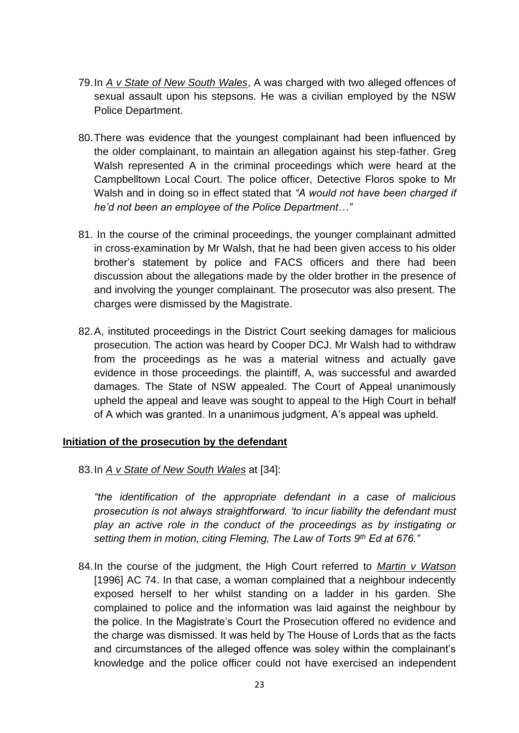79. In *A v State of New South Wales*, A was charged with two alleged offences of sexual assault upon his stepsons. He was a civilian employed by the NSW Police Department.

80. There was evidence that the youngest complainant had been influenced by the older complainant, to maintain an allegation against his step-father. Greg Walsh represented A in the criminal proceedings which were heard at the Campbelltown Local Court. The police officer, Detective Floros spoke to Mr Walsh and in doing so in effect stated that *"A would not have been charged if he'd not been an employee of the Police Department…"*

81. In the course of the criminal proceedings, the younger complainant admitted in cross-examination by Mr Walsh, that he had been given access to his older brother's statement by police and FACS officers and there had been discussion about the allegations made by the older brother in the presence of and involving the younger complainant. The prosecutor was also present. The charges were dismissed by the Magistrate.

82. A, instituted proceedings in the District Court seeking damages for malicious prosecution. The action was heard by Cooper DCJ. Mr Walsh had to withdraw from the proceedings as he was a material witness and actually gave evidence in those proceedings. the plaintiff, A, was successful and awarded damages. The State of NSW appealed. The Court of Appeal unanimously upheld the appeal and leave was sought to appeal to the High Court in behalf of A which was granted. In a unanimous judgment, A's appeal was upheld.

**Initiation of the prosecution by the defendant**

83. In *A v State of New South Wales* at [34]:

*"the identification of the appropriate defendant in a case of malicious prosecution is not always straightforward. 'to incur liability the defendant must play an active role in the conduct of the proceedings as by instigating or setting them in motion, citing Fleming, The Law of Torts 9th Ed at 676."*

84. In the course of the judgment, the High Court referred to *Martin v Watson* [1996] AC 74. In that case, a woman complained that a neighbour indecently exposed herself to her whilst standing on a ladder in his garden. She complained to police and the information was laid against the neighbour by the police. In the Magistrate's Court the Prosecution offered no evidence and the charge was dismissed. It was held by The House of Lords that as the facts and circumstances of the alleged offence was soley within the complainant's knowledge and the police officer could not have exercised an independent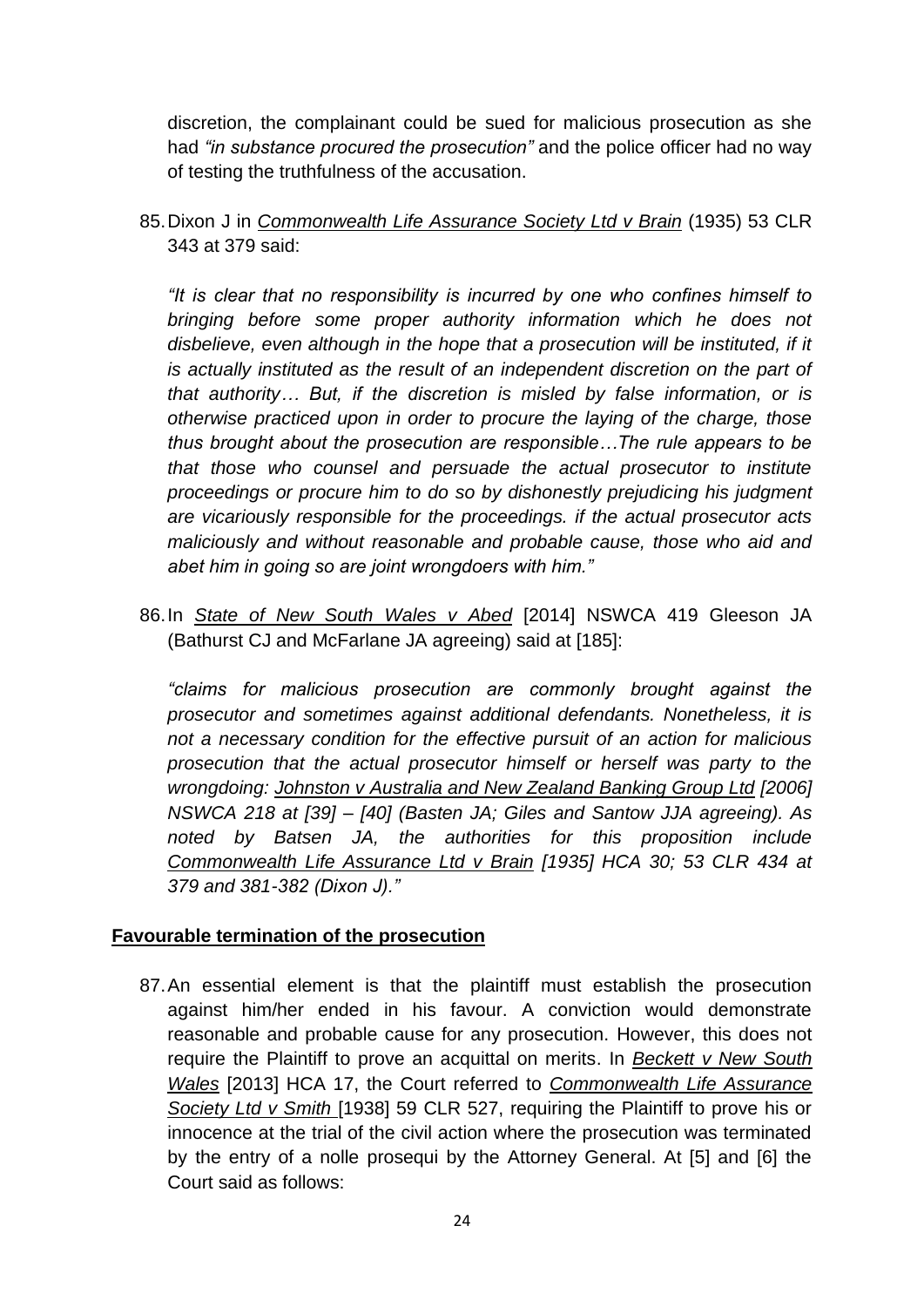discretion, the complainant could be sued for malicious prosecution as she had *"in substance procured the prosecution"* and the police officer had no way of testing the truthfulness of the accusation.

85. Dixon J in *Commonwealth Life Assurance Society Ltd v Brain* (1935) 53 CLR 343 at 379 said:

    *"It is clear that no responsibility is incurred by one who confines himself to bringing before some proper authority information which he does not disbelieve, even although in the hope that a prosecution will be instituted, if it is actually instituted as the result of an independent discretion on the part of that authority… But, if the discretion is misled by false information, or is otherwise practiced upon in order to procure the laying of the charge, those thus brought about the prosecution are responsible…The rule appears to be that those who counsel and persuade the actual prosecutor to institute proceedings or procure him to do so by dishonestly prejudicing his judgment are vicariously responsible for the proceedings. if the actual prosecutor acts maliciously and without reasonable and probable cause, those who aid and abet him in going so are joint wrongdoers with him."*

86. In *State of New South Wales v Abed* [2014] NSWCA 419 Gleeson JA (Bathurst CJ and McFarlane JA agreeing) said at [185]:

    *"claims for malicious prosecution are commonly brought against the prosecutor and sometimes against additional defendants. Nonetheless, it is not a necessary condition for the effective pursuit of an action for malicious prosecution that the actual prosecutor himself or herself was party to the wrongdoing: Johnston v Australia and New Zealand Banking Group Ltd [2006] NSWCA 218 at [39] – [40] (Basten JA; Giles and Santow JJA agreeing). As noted by Batsen JA, the authorities for this proposition include Commonwealth Life Assurance Ltd v Brain [1935] HCA 30; 53 CLR 434 at 379 and 381-382 (Dixon J)."*

## Favourable termination of the prosecution

87. An essential element is that the plaintiff must establish the prosecution against him/her ended in his favour. A conviction would demonstrate reasonable and probable cause for any prosecution. However, this does not require the Plaintiff to prove an acquittal on merits. In *Beckett v New South Wales* [2013] HCA 17, the Court referred to *Commonwealth Life Assurance Society Ltd v Smith* [1938] 59 CLR 527, requiring the Plaintiff to prove his or innocence at the trial of the civil action where the prosecution was terminated by the entry of a nolle prosequi by the Attorney General. At [5] and [6] the Court said as follows: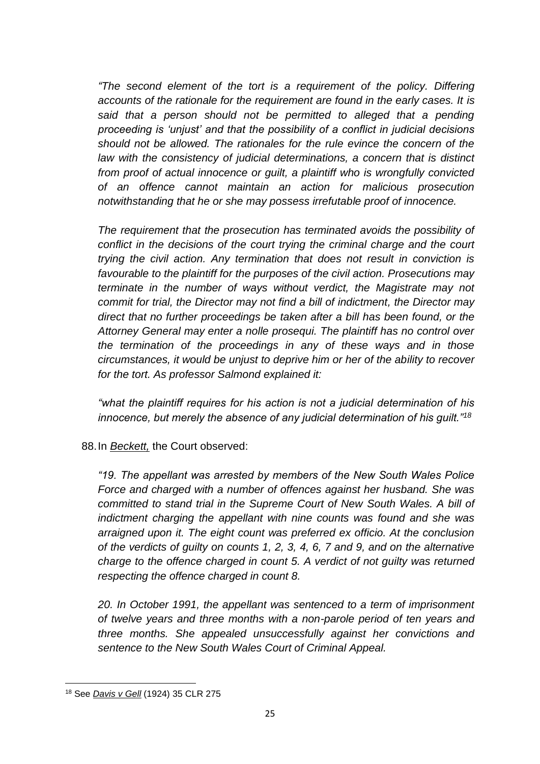*"The second element of the tort is a requirement of the policy. Differing accounts of the rationale for the requirement are found in the early cases. It is said that a person should not be permitted to alleged that a pending proceeding is 'unjust' and that the possibility of a conflict in judicial decisions should not be allowed. The rationales for the rule evince the concern of the law with the consistency of judicial determinations, a concern that is distinct from proof of actual innocence or guilt, a plaintiff who is wrongfully convicted of an offence cannot maintain an action for malicious prosecution notwithstanding that he or she may possess irrefutable proof of innocence.*

*The requirement that the prosecution has terminated avoids the possibility of conflict in the decisions of the court trying the criminal charge and the court trying the civil action. Any termination that does not result in conviction is favourable to the plaintiff for the purposes of the civil action. Prosecutions may terminate in the number of ways without verdict, the Magistrate may not commit for trial, the Director may not find a bill of indictment, the Director may direct that no further proceedings be taken after a bill has been found, or the Attorney General may enter a nolle prosequi. The plaintiff has no control over the termination of the proceedings in any of these ways and in those circumstances, it would be unjust to deprive him or her of the ability to recover for the tort. As professor Salmond explained it:*

*"what the plaintiff requires for his action is not a judicial determination of his innocence, but merely the absence of any judicial determination of his guilt."*[18]

88. In ***Beckett,*** the Court observed:

*"19. The appellant was arrested by members of the New South Wales Police Force and charged with a number of offences against her husband. She was committed to stand trial in the Supreme Court of New South Wales. A bill of indictment charging the appellant with nine counts was found and she was arraigned upon it. The eight count was preferred ex officio. At the conclusion of the verdicts of guilty on counts 1, 2, 3, 4, 6, 7 and 9, and on the alternative charge to the offence charged in count 5. A verdict of not guilty was returned respecting the offence charged in count 8.*

*20. In October 1991, the appellant was sentenced to a term of imprisonment of twelve years and three months with a non-parole period of ten years and three months. She appealed unsuccessfully against her convictions and sentence to the New South Wales Court of Criminal Appeal.*

[18] See ***Davis v Gell*** (1924) 35 CLR 275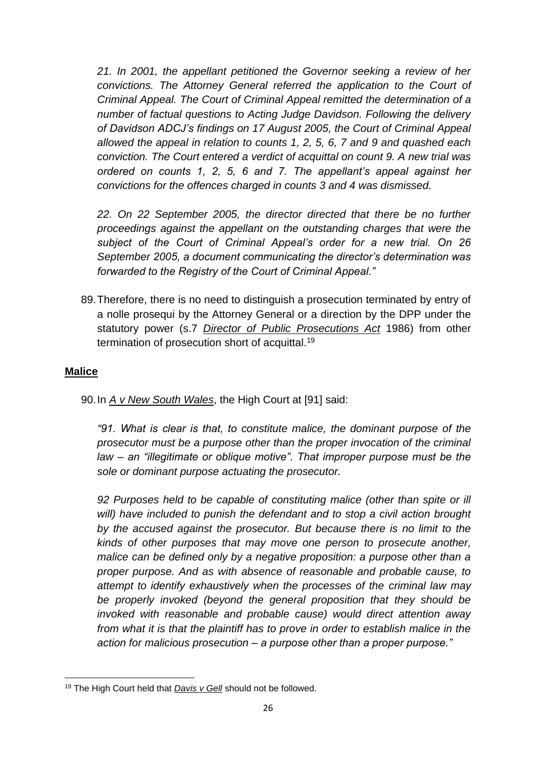*21. In 2001, the appellant petitioned the Governor seeking a review of her convictions. The Attorney General referred the application to the Court of Criminal Appeal. The Court of Criminal Appeal remitted the determination of a number of factual questions to Acting Judge Davidson. Following the delivery of Davidson ADCJ's findings on 17 August 2005, the Court of Criminal Appeal allowed the appeal in relation to counts 1, 2, 5, 6, 7 and 9 and quashed each conviction. The Court entered a verdict of acquittal on count 9. A new trial was ordered on counts 1, 2, 5, 6 and 7. The appellant's appeal against her convictions for the offences charged in counts 3 and 4 was dismissed.*

*22. On 22 September 2005, the director directed that there be no further proceedings against the appellant on the outstanding charges that were the subject of the Court of Criminal Appeal's order for a new trial. On 26 September 2005, a document communicating the director's determination was forwarded to the Registry of the Court of Criminal Appeal."*

89. Therefore, there is no need to distinguish a prosecution terminated by entry of a nolle prosequi by the Attorney General or a direction by the DPP under the statutory power (s.7 *Director of Public Prosecutions Act* 1986) from other termination of prosecution short of acquittal.[19]

**Malice**

90. In *A v New South Wales*, the High Court at [91] said:

*"91. What is clear is that, to constitute malice, the dominant purpose of the prosecutor must be a purpose other than the proper invocation of the criminal law – an "illegitimate or oblique motive". That improper purpose must be the sole or dominant purpose actuating the prosecutor.*

*92 Purposes held to be capable of constituting malice (other than spite or ill will) have included to punish the defendant and to stop a civil action brought by the accused against the prosecutor. But because there is no limit to the kinds of other purposes that may move one person to prosecute another, malice can be defined only by a negative proposition: a purpose other than a proper purpose. And as with absence of reasonable and probable cause, to attempt to identify exhaustively when the processes of the criminal law may be properly invoked (beyond the general proposition that they should be invoked with reasonable and probable cause) would direct attention away from what it is that the plaintiff has to prove in order to establish malice in the action for malicious prosecution – a purpose other than a proper purpose."*

---

[19] The High Court held that *Davis v Gell* should not be followed.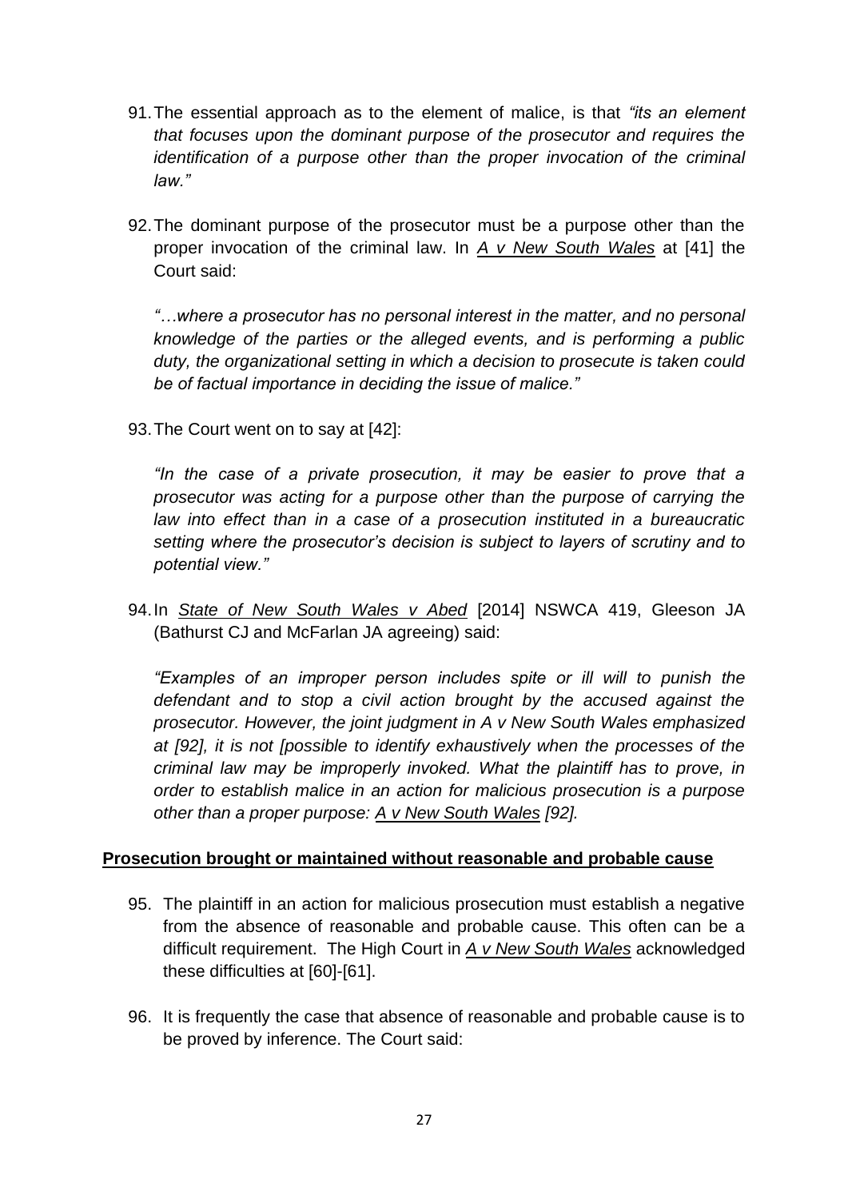91. The essential approach as to the element of malice, is that *"its an element that focuses upon the dominant purpose of the prosecutor and requires the identification of a purpose other than the proper invocation of the criminal law."*

92. The dominant purpose of the prosecutor must be a purpose other than the proper invocation of the criminal law. In *A v New South Wales* at [41] the Court said:

    *"…where a prosecutor has no personal interest in the matter, and no personal knowledge of the parties or the alleged events, and is performing a public duty, the organizational setting in which a decision to prosecute is taken could be of factual importance in deciding the issue of malice."*

93. The Court went on to say at [42]:

    *"In the case of a private prosecution, it may be easier to prove that a prosecutor was acting for a purpose other than the purpose of carrying the law into effect than in a case of a prosecution instituted in a bureaucratic setting where the prosecutor's decision is subject to layers of scrutiny and to potential view."*

94. In *State of New South Wales v Abed* [2014] NSWCA 419, Gleeson JA (Bathurst CJ and McFarlan JA agreeing) said:

    *"Examples of an improper person includes spite or ill will to punish the defendant and to stop a civil action brought by the accused against the prosecutor. However, the joint judgment in A v New South Wales emphasized at [92], it is not [possible to identify exhaustively when the processes of the criminal law may be improperly invoked. What the plaintiff has to prove, in order to establish malice in an action for malicious prosecution is a purpose other than a proper purpose: A v New South Wales [92].*

## Prosecution brought or maintained without reasonable and probable cause

95. The plaintiff in an action for malicious prosecution must establish a negative from the absence of reasonable and probable cause. This often can be a difficult requirement. The High Court in *A v New South Wales* acknowledged these difficulties at [60]-[61].

96. It is frequently the case that absence of reasonable and probable cause is to be proved by inference. The Court said: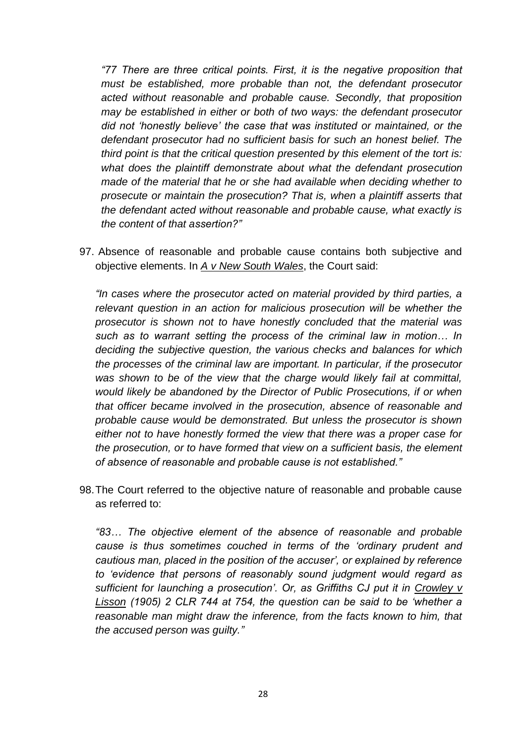*“77 There are three critical points. First, it is the negative proposition that must be established, more probable than not, the defendant prosecutor acted without reasonable and probable cause. Secondly, that proposition may be established in either or both of two ways: the defendant prosecutor did not ‘honestly believe’ the case that was instituted or maintained, or the defendant prosecutor had no sufficient basis for such an honest belief. The third point is that the critical question presented by this element of the tort is: what does the plaintiff demonstrate about what the defendant prosecution made of the material that he or she had available when deciding whether to prosecute or maintain the prosecution? That is, when a plaintiff asserts that the defendant acted without reasonable and probable cause, what exactly is the content of that assertion?”*

97. Absence of reasonable and probable cause contains both subjective and objective elements. In *A v New South Wales*, the Court said:

*“In cases where the prosecutor acted on material provided by third parties, a relevant question in an action for malicious prosecution will be whether the prosecutor is shown not to have honestly concluded that the material was such as to warrant setting the process of the criminal law in motion… In deciding the subjective question, the various checks and balances for which the processes of the criminal law are important. In particular, if the prosecutor was shown to be of the view that the charge would likely fail at committal, would likely be abandoned by the Director of Public Prosecutions, if or when that officer became involved in the prosecution, absence of reasonable and probable cause would be demonstrated. But unless the prosecutor is shown either not to have honestly formed the view that there was a proper case for the prosecution, or to have formed that view on a sufficient basis, the element of absence of reasonable and probable cause is not established.”*

98. The Court referred to the objective nature of reasonable and probable cause as referred to:

*“83… The objective element of the absence of reasonable and probable cause is thus sometimes couched in terms of the ‘ordinary prudent and cautious man, placed in the position of the accuser’, or explained by reference to ‘evidence that persons of reasonably sound judgment would regard as sufficient for launching a prosecution’. Or, as Griffiths CJ put it in Crowley v Lisson (1905) 2 CLR 744 at 754, the question can be said to be ‘whether a reasonable man might draw the inference, from the facts known to him, that the accused person was guilty.”*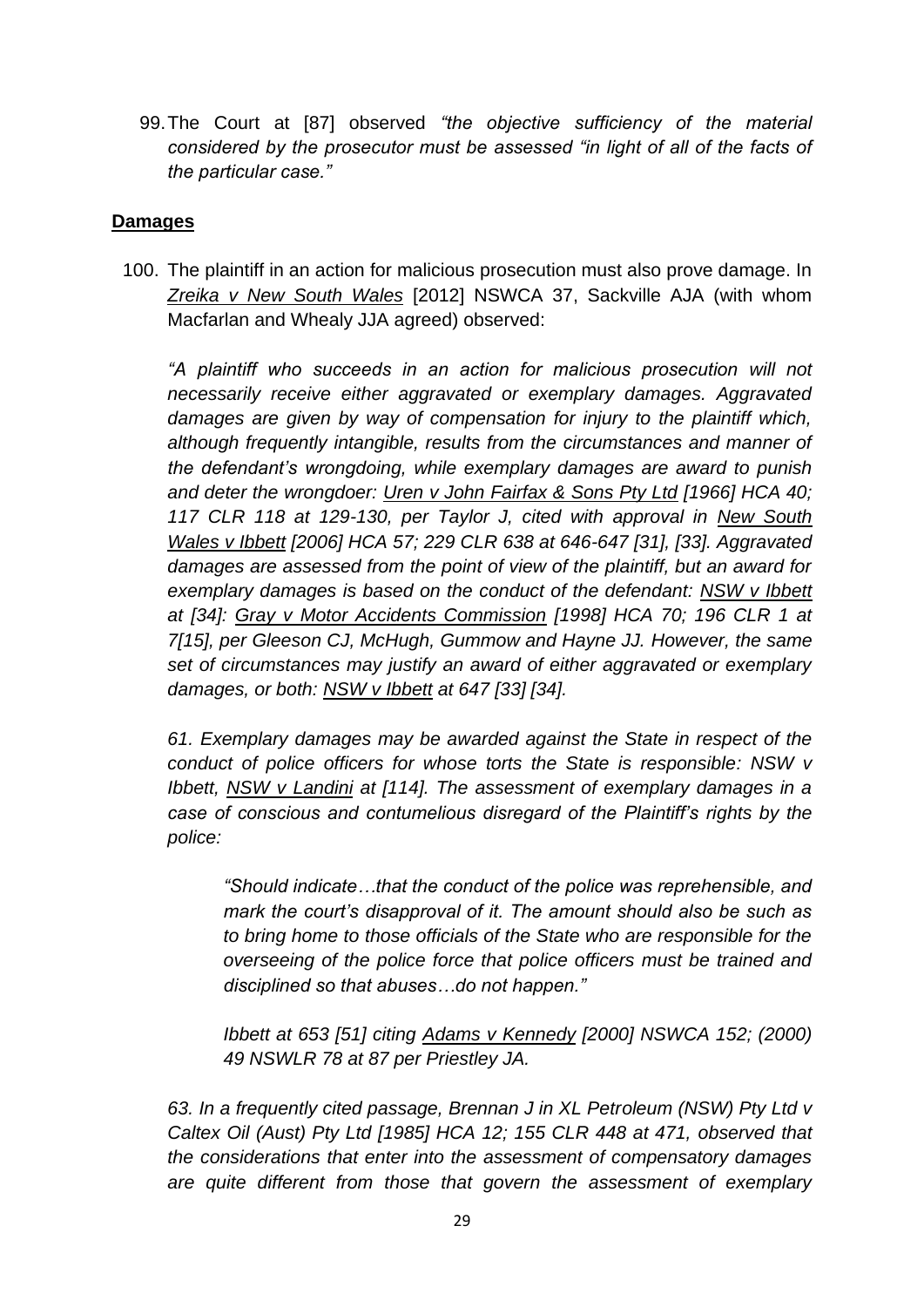99. The Court at [87] observed *"the objective sufficiency of the material considered by the prosecutor must be assessed "in light of all of the facts of the particular case."*

## **Damages**

100. The plaintiff in an action for malicious prosecution must also prove damage. In *Zreika v New South Wales* [2012] NSWCA 37, Sackville AJA (with whom Macfarlan and Whealy JJA agreed) observed:

*"A plaintiff who succeeds in an action for malicious prosecution will not necessarily receive either aggravated or exemplary damages. Aggravated damages are given by way of compensation for injury to the plaintiff which, although frequently intangible, results from the circumstances and manner of the defendant's wrongdoing, while exemplary damages are award to punish and deter the wrongdoer: Uren v John Fairfax & Sons Pty Ltd [1966] HCA 40; 117 CLR 118 at 129-130, per Taylor J, cited with approval in New South Wales v Ibbett [2006] HCA 57; 229 CLR 638 at 646-647 [31], [33]. Aggravated damages are assessed from the point of view of the plaintiff, but an award for exemplary damages is based on the conduct of the defendant: NSW v Ibbett at [34]: Gray v Motor Accidents Commission [1998] HCA 70; 196 CLR 1 at 7[15], per Gleeson CJ, McHugh, Gummow and Hayne JJ. However, the same set of circumstances may justify an award of either aggravated or exemplary damages, or both: NSW v Ibbett at 647 [33] [34].*

*61. Exemplary damages may be awarded against the State in respect of the conduct of police officers for whose torts the State is responsible: NSW v Ibbett, NSW v Landini at [114]. The assessment of exemplary damages in a case of conscious and contumelious disregard of the Plaintiff's rights by the police:*

> *"Should indicate…that the conduct of the police was reprehensible, and mark the court's disapproval of it. The amount should also be such as to bring home to those officials of the State who are responsible for the overseeing of the police force that police officers must be trained and disciplined so that abuses…do not happen."*
>
> *Ibbett at 653 [51] citing Adams v Kennedy [2000] NSWCA 152; (2000) 49 NSWLR 78 at 87 per Priestley JA.*

*63. In a frequently cited passage, Brennan J in XL Petroleum (NSW) Pty Ltd v Caltex Oil (Aust) Pty Ltd [1985] HCA 12; 155 CLR 448 at 471, observed that the considerations that enter into the assessment of compensatory damages are quite different from those that govern the assessment of exemplary*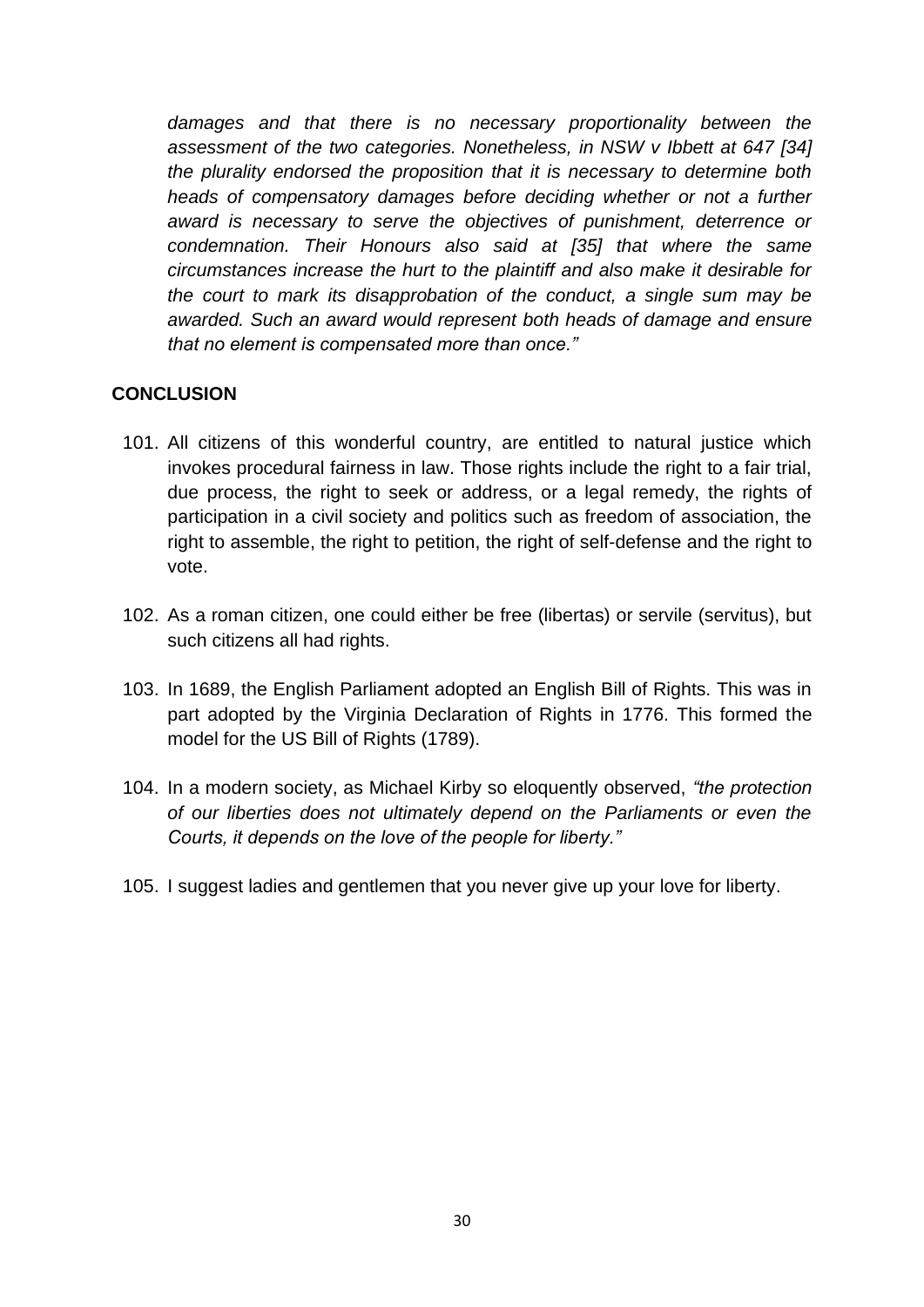*damages and that there is no necessary proportionality between the assessment of the two categories. Nonetheless, in NSW v Ibbett at 647 [34] the plurality endorsed the proposition that it is necessary to determine both heads of compensatory damages before deciding whether or not a further award is necessary to serve the objectives of punishment, deterrence or condemnation. Their Honours also said at [35] that where the same circumstances increase the hurt to the plaintiff and also make it desirable for the court to mark its disapprobation of the conduct, a single sum may be awarded. Such an award would represent both heads of damage and ensure that no element is compensated more than once."*

## CONCLUSION

101. All citizens of this wonderful country, are entitled to natural justice which invokes procedural fairness in law. Those rights include the right to a fair trial, due process, the right to seek or address, or a legal remedy, the rights of participation in a civil society and politics such as freedom of association, the right to assemble, the right to petition, the right of self-defense and the right to vote.

102. As a roman citizen, one could either be free (libertas) or servile (servitus), but such citizens all had rights.

103. In 1689, the English Parliament adopted an English Bill of Rights. This was in part adopted by the Virginia Declaration of Rights in 1776. This formed the model for the US Bill of Rights (1789).

104. In a modern society, as Michael Kirby so eloquently observed, *"the protection of our liberties does not ultimately depend on the Parliaments or even the Courts, it depends on the love of the people for liberty."*

105. I suggest ladies and gentlemen that you never give up your love for liberty.